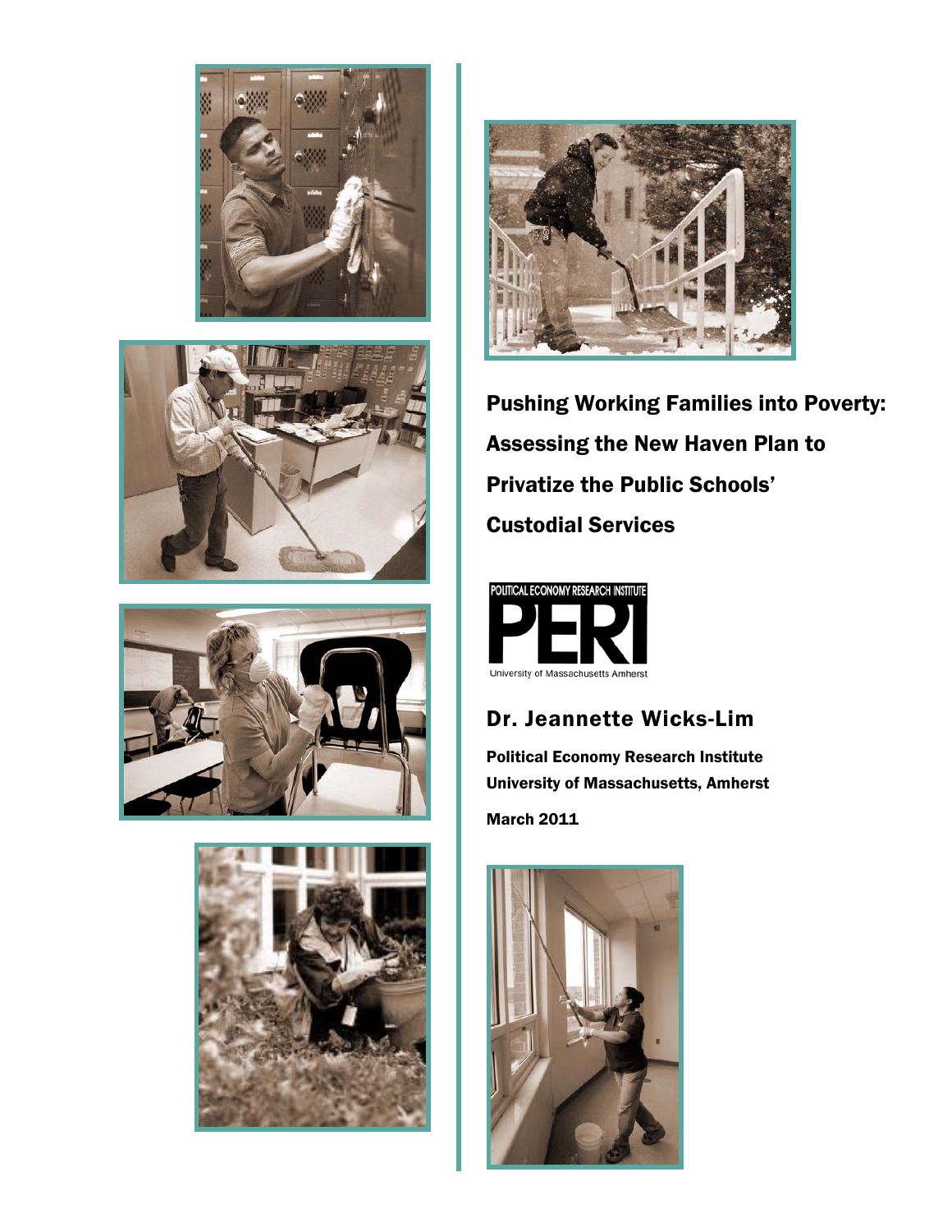# Pushing Working Families into Poverty: Assessing the New Haven Plan to Privatize the Public Schools' Custodial Services

POLITICAL ECONOMY RESEARCH INSTITUTE

PERI

University of Massachusetts Amherst

## Dr. Jeannette Wicks-Lim

**Political Economy Research Institute**
**University of Massachusetts, Amherst**

**March 2011**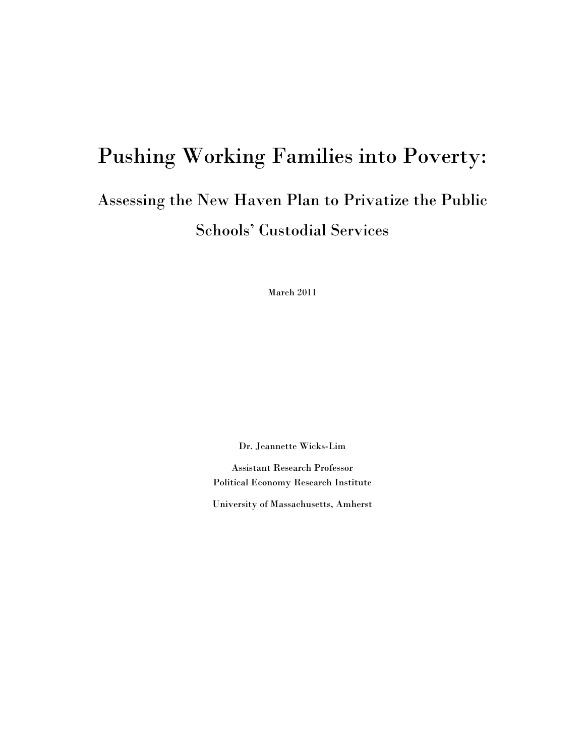# Pushing Working Families into Poverty:

## Assessing the New Haven Plan to Privatize the Public Schools' Custodial Services

March 2011

Dr. Jeannette Wicks-Lim

Assistant Research Professor
Political Economy Research Institute

University of Massachusetts, Amherst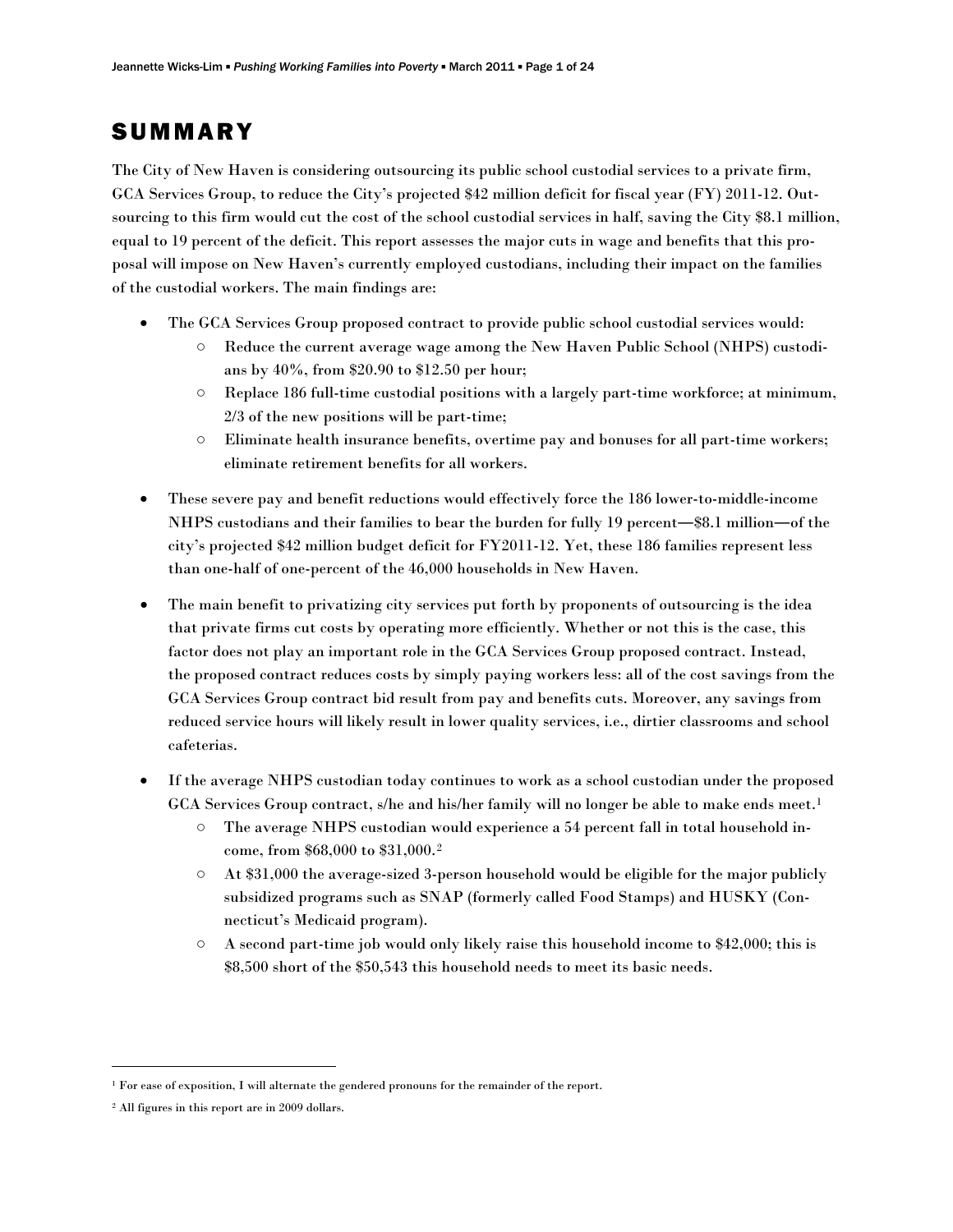# SUMMARY

The City of New Haven is considering outsourcing its public school custodial services to a private firm, GCA Services Group, to reduce the City's projected $42 million deficit for fiscal year (FY) 2011-12. Outsourcing to this firm would cut the cost of the school custodial services in half, saving the City $8.1 million, equal to 19 percent of the deficit. This report assesses the major cuts in wage and benefits that this proposal will impose on New Haven's currently employed custodians, including their impact on the families of the custodial workers. The main findings are:

- The GCA Services Group proposed contract to provide public school custodial services would:
  - Reduce the current average wage among the New Haven Public School (NHPS) custodians by 40%, from $20.90 to $12.50 per hour;
  - Replace 186 full-time custodial positions with a largely part-time workforce; at minimum, 2/3 of the new positions will be part-time;
  - Eliminate health insurance benefits, overtime pay and bonuses for all part-time workers; eliminate retirement benefits for all workers.
- These severe pay and benefit reductions would effectively force the 186 lower-to-middle-income NHPS custodians and their families to bear the burden for fully 19 percent—$8.1 million—of the city's projected $42 million budget deficit for FY2011-12. Yet, these 186 families represent less than one-half of one-percent of the 46,000 households in New Haven.
- The main benefit to privatizing city services put forth by proponents of outsourcing is the idea that private firms cut costs by operating more efficiently. Whether or not this is the case, this factor does not play an important role in the GCA Services Group proposed contract. Instead, the proposed contract reduces costs by simply paying workers less: all of the cost savings from the GCA Services Group contract bid result from pay and benefits cuts. Moreover, any savings from reduced service hours will likely result in lower quality services, i.e., dirtier classrooms and school cafeterias.
- If the average NHPS custodian today continues to work as a school custodian under the proposed GCA Services Group contract, s/he and his/her family will no longer be able to make ends meet.[1]
  - The average NHPS custodian would experience a 54 percent fall in total household income, from $68,000 to $31,000.[2]
  - At $31,000 the average-sized 3-person household would be eligible for the major publicly subsidized programs such as SNAP (formerly called Food Stamps) and HUSKY (Connecticut's Medicaid program).
  - A second part-time job would only likely raise this household income to $42,000; this is $8,500 short of the $50,543 this household needs to meet its basic needs.

---

[1] For ease of exposition, I will alternate the gendered pronouns for the remainder of the report.

[2] All figures in this report are in 2009 dollars.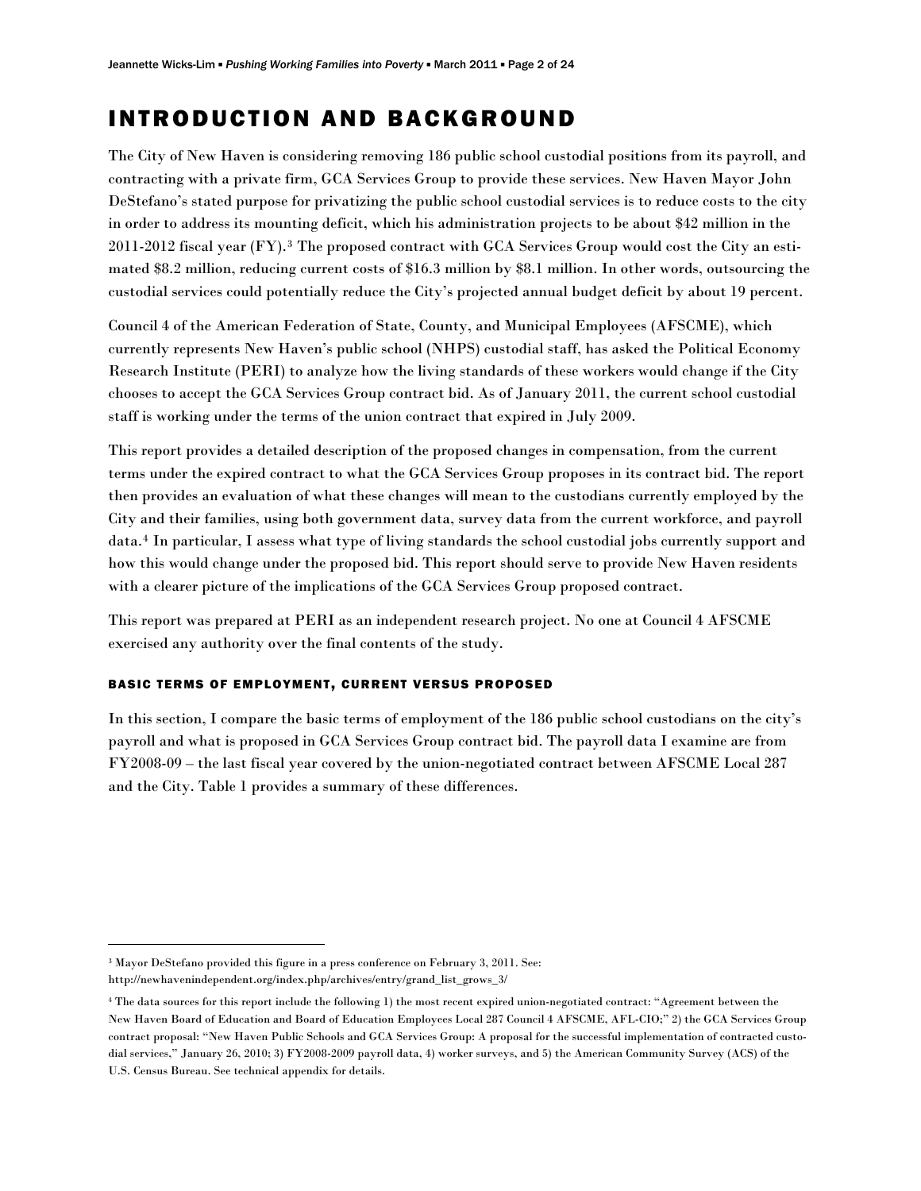# INTRODUCTION AND BACKGROUND

The City of New Haven is considering removing 186 public school custodial positions from its payroll, and contracting with a private firm, GCA Services Group to provide these services. New Haven Mayor John DeStefano's stated purpose for privatizing the public school custodial services is to reduce costs to the city in order to address its mounting deficit, which his administration projects to be about $42 million in the 2011-2012 fiscal year (FY).[3] The proposed contract with GCA Services Group would cost the City an estimated $8.2 million, reducing current costs of $16.3 million by $8.1 million. In other words, outsourcing the custodial services could potentially reduce the City's projected annual budget deficit by about 19 percent.

Council 4 of the American Federation of State, County, and Municipal Employees (AFSCME), which currently represents New Haven's public school (NHPS) custodial staff, has asked the Political Economy Research Institute (PERI) to analyze how the living standards of these workers would change if the City chooses to accept the GCA Services Group contract bid. As of January 2011, the current school custodial staff is working under the terms of the union contract that expired in July 2009.

This report provides a detailed description of the proposed changes in compensation, from the current terms under the expired contract to what the GCA Services Group proposes in its contract bid. The report then provides an evaluation of what these changes will mean to the custodians currently employed by the City and their families, using both government data, survey data from the current workforce, and payroll data.[4] In particular, I assess what type of living standards the school custodial jobs currently support and how this would change under the proposed bid. This report should serve to provide New Haven residents with a clearer picture of the implications of the GCA Services Group proposed contract.

This report was prepared at PERI as an independent research project. No one at Council 4 AFSCME exercised any authority over the final contents of the study.

### BASIC TERMS OF EMPLOYMENT, CURRENT VERSUS PROPOSED

In this section, I compare the basic terms of employment of the 186 public school custodians on the city's payroll and what is proposed in GCA Services Group contract bid. The payroll data I examine are from FY2008-09 – the last fiscal year covered by the union-negotiated contract between AFSCME Local 287 and the City. Table 1 provides a summary of these differences.

---

[3] Mayor DeStefano provided this figure in a press conference on February 3, 2011. See: http://newhavenindependent.org/index.php/archives/entry/grand_list_grows_3/

[4] The data sources for this report include the following 1) the most recent expired union-negotiated contract: "Agreement between the New Haven Board of Education and Board of Education Employees Local 287 Council 4 AFSCME, AFL-CIO;" 2) the GCA Services Group contract proposal: "New Haven Public Schools and GCA Services Group: A proposal for the successful implementation of contracted custodial services," January 26, 2010; 3) FY2008-2009 payroll data, 4) worker surveys, and 5) the American Community Survey (ACS) of the U.S. Census Bureau. See technical appendix for details.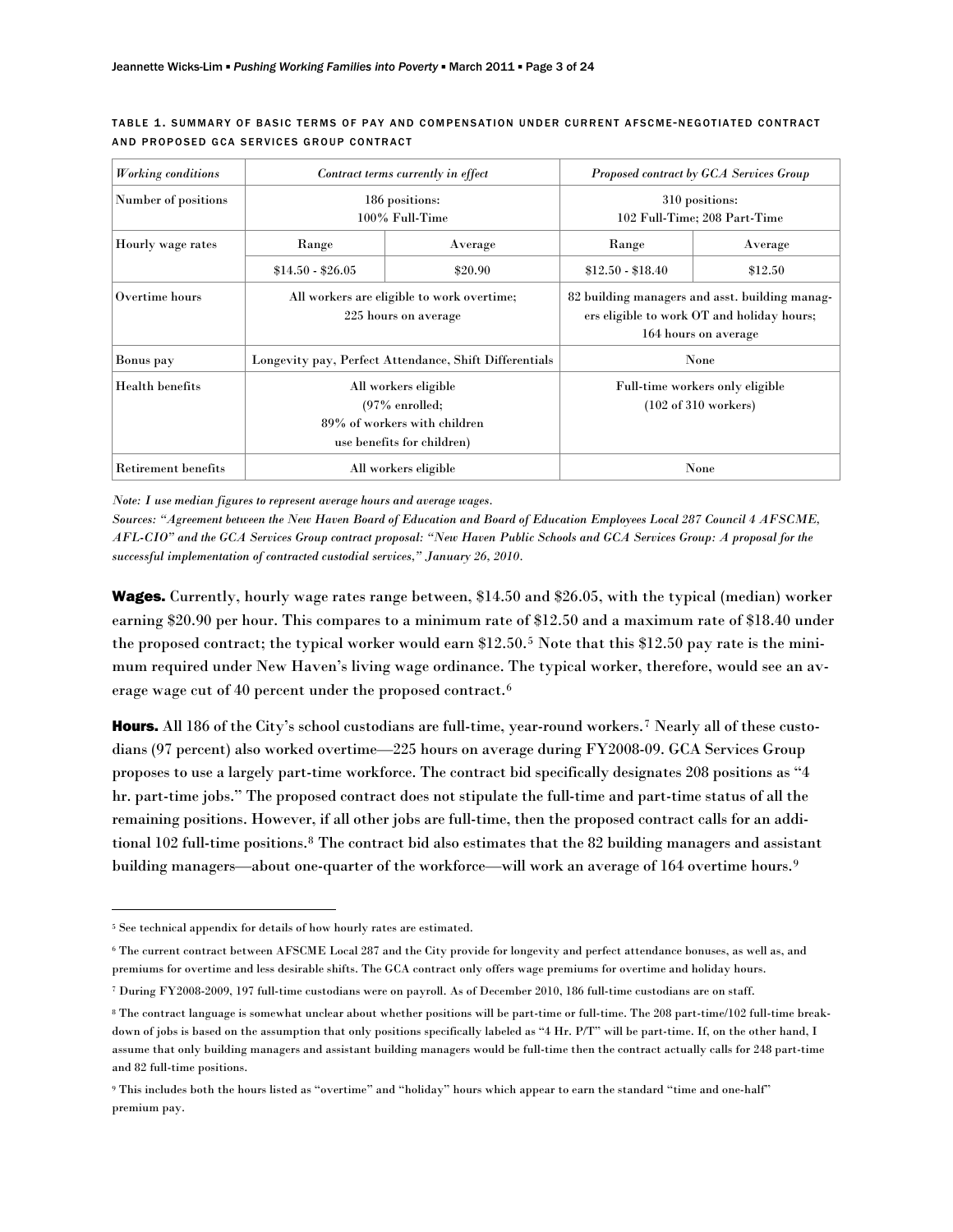TABLE 1. SUMMARY OF BASIC TERMS OF PAY AND COMPENSATION UNDER CURRENT AFSCME-NEGOTIATED CONTRACT AND PROPOSED GCA SERVICES GROUP CONTRACT

| *Working conditions* | *Contract terms currently in effect* | | *Proposed contract by GCA Services Group* | |
|---|---|---|---|---|
| Number of positions | 186 positions: 100% Full-Time | | 310 positions: 102 Full-Time; 208 Part-Time | |
| Hourly wage rates | Range | Average | Range | Average |
| | $14.50 - $26.05 | $20.90 | $12.50 - $18.40 | $12.50 |
| Overtime hours | All workers are eligible to work overtime; 225 hours on average | | 82 building managers and asst. building managers eligible to work OT and holiday hours; 164 hours on average | |
| Bonus pay | Longevity pay, Perfect Attendance, Shift Differentials | | None | |
| Health benefits | All workers eligible (97% enrolled; 89% of workers with children use benefits for children) | | Full-time workers only eligible (102 of 310 workers) | |
| Retirement benefits | All workers eligible | | None | |

*Note: I use median figures to represent average hours and average wages.*

*Sources: "Agreement between the New Haven Board of Education and Board of Education Employees Local 287 Council 4 AFSCME, AFL-CIO" and the GCA Services Group contract proposal: "New Haven Public Schools and GCA Services Group: A proposal for the successful implementation of contracted custodial services," January 26, 2010.*

**Wages.** Currently, hourly wage rates range between, $14.50 and $26.05, with the typical (median) worker earning $20.90 per hour. This compares to a minimum rate of $12.50 and a maximum rate of $18.40 under the proposed contract; the typical worker would earn $12.50.[5] Note that this $12.50 pay rate is the minimum required under New Haven's living wage ordinance. The typical worker, therefore, would see an average wage cut of 40 percent under the proposed contract.[6]

**Hours.** All 186 of the City's school custodians are full-time, year-round workers.[7] Nearly all of these custodians (97 percent) also worked overtime—225 hours on average during FY2008-09. GCA Services Group proposes to use a largely part-time workforce. The contract bid specifically designates 208 positions as "4 hr. part-time jobs." The proposed contract does not stipulate the full-time and part-time status of all the remaining positions. However, if all other jobs are full-time, then the proposed contract calls for an additional 102 full-time positions.[8] The contract bid also estimates that the 82 building managers and assistant building managers—about one-quarter of the workforce—will work an average of 164 overtime hours.[9]

---

[5] See technical appendix for details of how hourly rates are estimated.

[6] The current contract between AFSCME Local 287 and the City provide for longevity and perfect attendance bonuses, as well as, and premiums for overtime and less desirable shifts. The GCA contract only offers wage premiums for overtime and holiday hours.

[7] During FY2008-2009, 197 full-time custodians were on payroll. As of December 2010, 186 full-time custodians are on staff.

[8] The contract language is somewhat unclear about whether positions will be part-time or full-time. The 208 part-time/102 full-time breakdown of jobs is based on the assumption that only positions specifically labeled as "4 Hr. P/T" will be part-time. If, on the other hand, I assume that only building managers and assistant building managers would be full-time then the contract actually calls for 248 part-time and 82 full-time positions.

[9] This includes both the hours listed as "overtime" and "holiday" hours which appear to earn the standard "time and one-half" premium pay.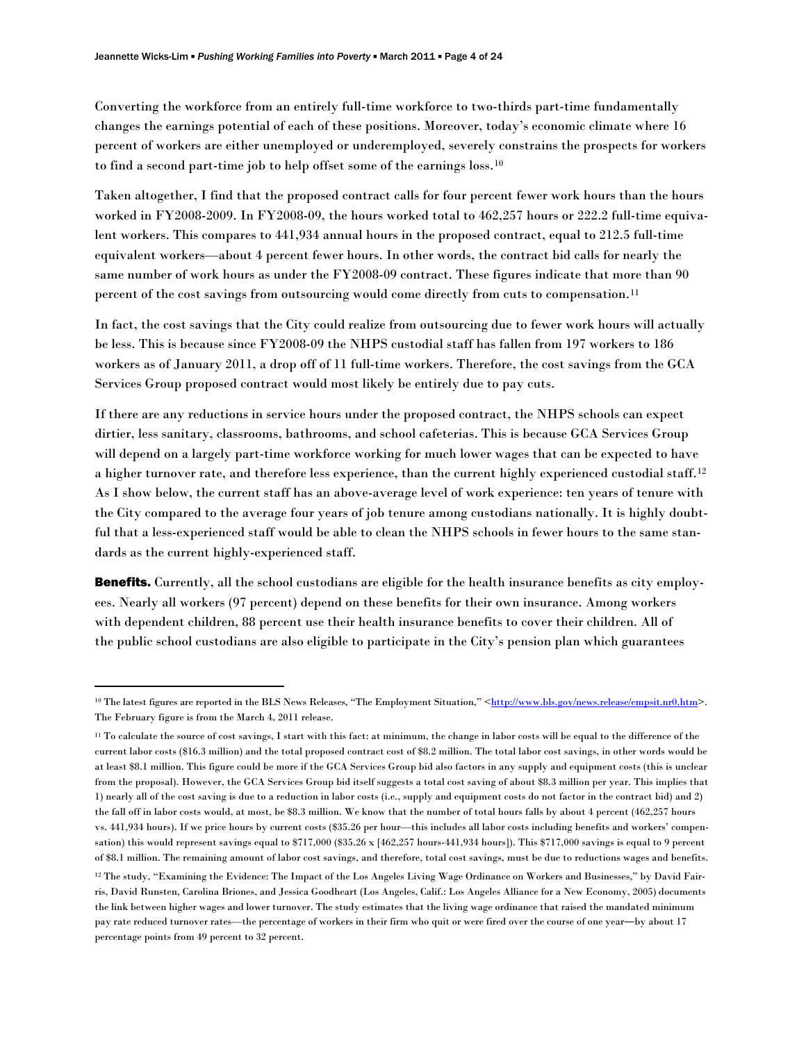Converting the workforce from an entirely full-time workforce to two-thirds part-time fundamentally changes the earnings potential of each of these positions. Moreover, today's economic climate where 16 percent of workers are either unemployed or underemployed, severely constrains the prospects for workers to find a second part-time job to help offset some of the earnings loss.[10]

Taken altogether, I find that the proposed contract calls for four percent fewer work hours than the hours worked in FY2008-2009. In FY2008-09, the hours worked total to 462,257 hours or 222.2 full-time equivalent workers. This compares to 441,934 annual hours in the proposed contract, equal to 212.5 full-time equivalent workers—about 4 percent fewer hours. In other words, the contract bid calls for nearly the same number of work hours as under the FY2008-09 contract. These figures indicate that more than 90 percent of the cost savings from outsourcing would come directly from cuts to compensation.[11]

In fact, the cost savings that the City could realize from outsourcing due to fewer work hours will actually be less. This is because since FY2008-09 the NHPS custodial staff has fallen from 197 workers to 186 workers as of January 2011, a drop off of 11 full-time workers. Therefore, the cost savings from the GCA Services Group proposed contract would most likely be entirely due to pay cuts.

If there are any reductions in service hours under the proposed contract, the NHPS schools can expect dirtier, less sanitary, classrooms, bathrooms, and school cafeterias. This is because GCA Services Group will depend on a largely part-time workforce working for much lower wages that can be expected to have a higher turnover rate, and therefore less experience, than the current highly experienced custodial staff.[12] As I show below, the current staff has an above-average level of work experience: ten years of tenure with the City compared to the average four years of job tenure among custodians nationally. It is highly doubtful that a less-experienced staff would be able to clean the NHPS schools in fewer hours to the same standards as the current highly-experienced staff.

**Benefits.** Currently, all the school custodians are eligible for the health insurance benefits as city employees. Nearly all workers (97 percent) depend on these benefits for their own insurance. Among workers with dependent children, 88 percent use their health insurance benefits to cover their children. All of the public school custodians are also eligible to participate in the City's pension plan which guarantees

---

[10] The latest figures are reported in the BLS News Releases, "The Employment Situation," <http://www.bls.gov/news.release/empsit.nr0.htm>. The February figure is from the March 4, 2011 release.

[11] To calculate the source of cost savings, I start with this fact: at minimum, the change in labor costs will be equal to the difference of the current labor costs ($16.3 million) and the total proposed contract cost of $8.2 million. The total labor cost savings, in other words would be at least $8.1 million. This figure could be more if the GCA Services Group bid also factors in any supply and equipment costs (this is unclear from the proposal). However, the GCA Services Group bid itself suggests a total cost saving of about $8.3 million per year. This implies that 1) nearly all of the cost saving is due to a reduction in labor costs (i.e., supply and equipment costs do not factor in the contract bid) and 2) the fall off in labor costs would, at most, be $8.3 million. We know that the number of total hours falls by about 4 percent (462,257 hours vs. 441,934 hours). If we price hours by current costs ($35.26 per hour—this includes all labor costs including benefits and workers' compensation) this would represent savings equal to $717,000 ($35.26 x [462,257 hours-441,934 hours]). This $717,000 savings is equal to 9 percent of $8.1 million. The remaining amount of labor cost savings, and therefore, total cost savings, must be due to reductions wages and benefits.

[12] The study, "Examining the Evidence: The Impact of the Los Angeles Living Wage Ordinance on Workers and Businesses," by David Fairris, David Runsten, Carolina Briones, and Jessica Goodheart (Los Angeles, Calif.: Los Angeles Alliance for a New Economy, 2005) documents the link between higher wages and lower turnover. The study estimates that the living wage ordinance that raised the mandated minimum pay rate reduced turnover rates—the percentage of workers in their firm who quit or were fired over the course of one year—by about 17 percentage points from 49 percent to 32 percent.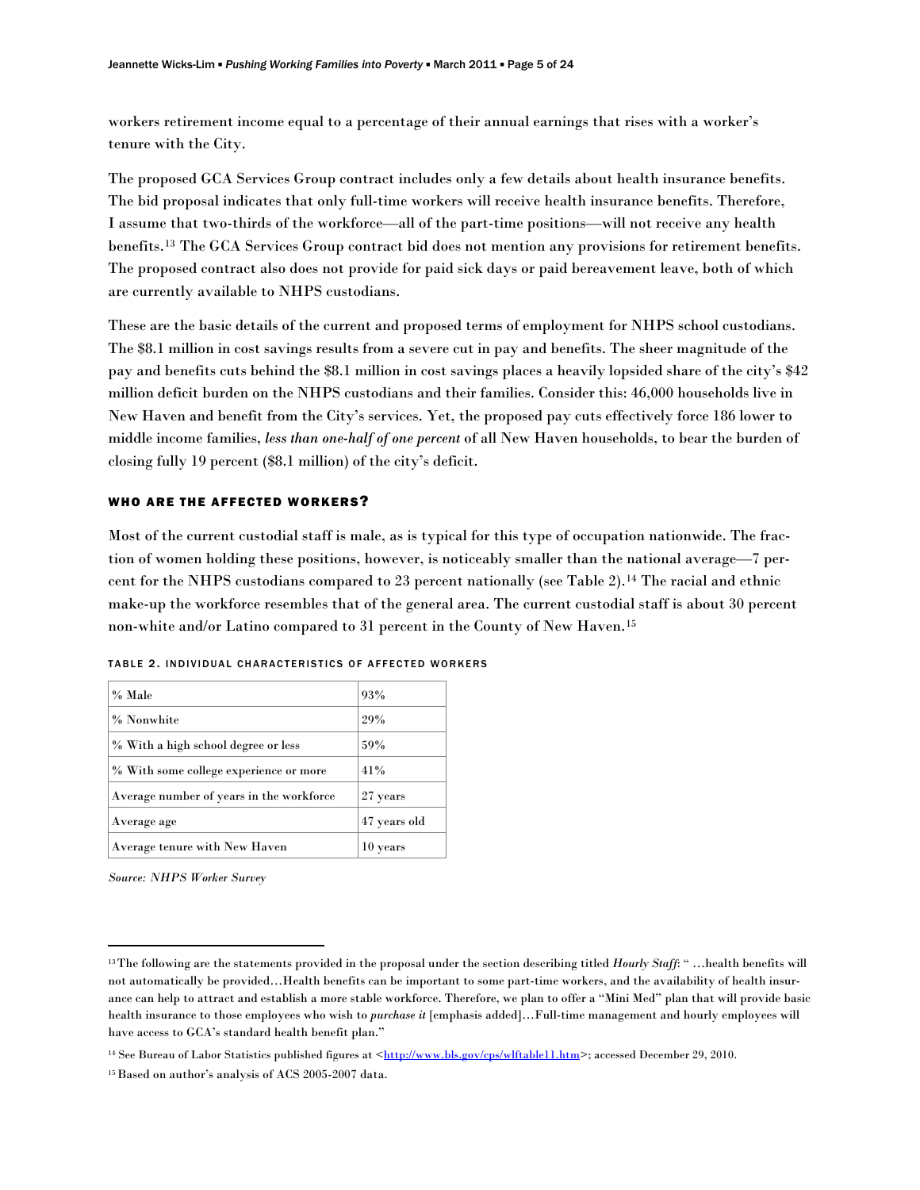workers retirement income equal to a percentage of their annual earnings that rises with a worker's tenure with the City.

The proposed GCA Services Group contract includes only a few details about health insurance benefits. The bid proposal indicates that only full-time workers will receive health insurance benefits. Therefore, I assume that two-thirds of the workforce—all of the part-time positions—will not receive any health benefits.[13] The GCA Services Group contract bid does not mention any provisions for retirement benefits. The proposed contract also does not provide for paid sick days or paid bereavement leave, both of which are currently available to NHPS custodians.

These are the basic details of the current and proposed terms of employment for NHPS school custodians. The $8.1 million in cost savings results from a severe cut in pay and benefits. The sheer magnitude of the pay and benefits cuts behind the $8.1 million in cost savings places a heavily lopsided share of the city's $42 million deficit burden on the NHPS custodians and their families. Consider this: 46,000 households live in New Haven and benefit from the City's services. Yet, the proposed pay cuts effectively force 186 lower to middle income families, *less than one-half of one percent* of all New Haven households, to bear the burden of closing fully 19 percent ($8.1 million) of the city's deficit.

## WHO ARE THE AFFECTED WORKERS?

Most of the current custodial staff is male, as is typical for this type of occupation nationwide. The fraction of women holding these positions, however, is noticeably smaller than the national average—7 percent for the NHPS custodians compared to 23 percent nationally (see Table 2).[14] The racial and ethnic make-up the workforce resembles that of the general area. The current custodial staff is about 30 percent non-white and/or Latino compared to 31 percent in the County of New Haven.[15]

TABLE 2. INDIVIDUAL CHARACTERISTICS OF AFFECTED WORKERS

| | |
|---|---|
| % Male | 93% |
| % Nonwhite | 29% |
| % With a high school degree or less | 59% |
| % With some college experience or more | 41% |
| Average number of years in the workforce | 27 years |
| Average age | 47 years old |
| Average tenure with New Haven | 10 years |

*Source: NHPS Worker Survey*

---

[13] The following are the statements provided in the proposal under the section describing titled *Hourly Staff*: " …health benefits will not automatically be provided…Health benefits can be important to some part-time workers, and the availability of health insurance can help to attract and establish a more stable workforce. Therefore, we plan to offer a "Mini Med" plan that will provide basic health insurance to those employees who wish to *purchase it* [emphasis added]…Full-time management and hourly employees will have access to GCA's standard health benefit plan."

[14] See Bureau of Labor Statistics published figures at <http://www.bls.gov/cps/wlftable11.htm>; accessed December 29, 2010.

[15] Based on author's analysis of ACS 2005-2007 data.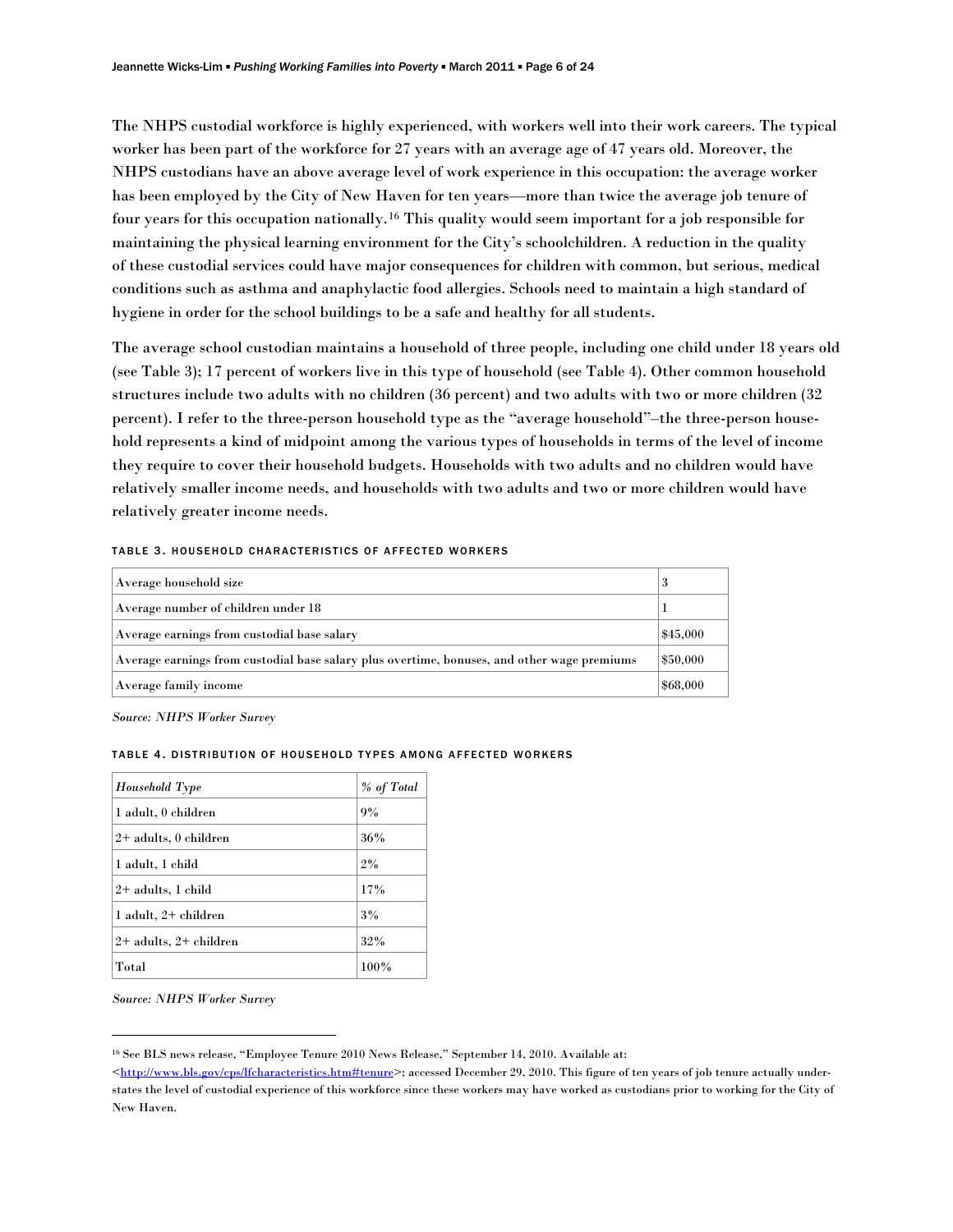The NHPS custodial workforce is highly experienced, with workers well into their work careers. The typical worker has been part of the workforce for 27 years with an average age of 47 years old. Moreover, the NHPS custodians have an above average level of work experience in this occupation: the average worker has been employed by the City of New Haven for ten years—more than twice the average job tenure of four years for this occupation nationally.[16] This quality would seem important for a job responsible for maintaining the physical learning environment for the City's schoolchildren. A reduction in the quality of these custodial services could have major consequences for children with common, but serious, medical conditions such as asthma and anaphylactic food allergies. Schools need to maintain a high standard of hygiene in order for the school buildings to be a safe and healthy for all students.

The average school custodian maintains a household of three people, including one child under 18 years old (see Table 3); 17 percent of workers live in this type of household (see Table 4). Other common household structures include two adults with no children (36 percent) and two adults with two or more children (32 percent). I refer to the three-person household type as the "average household"–the three-person household represents a kind of midpoint among the various types of households in terms of the level of income they require to cover their household budgets. Households with two adults and no children would have relatively smaller income needs, and households with two adults and two or more children would have relatively greater income needs.

#### TABLE 3. HOUSEHOLD CHARACTERISTICS OF AFFECTED WORKERS

| | |
|---|---|
| Average household size | 3 |
| Average number of children under 18 | 1 |
| Average earnings from custodial base salary | $45,000 |
| Average earnings from custodial base salary plus overtime, bonuses, and other wage premiums | $50,000 |
| Average family income | $68,000 |

*Source: NHPS Worker Survey*

#### TABLE 4. DISTRIBUTION OF HOUSEHOLD TYPES AMONG AFFECTED WORKERS

| *Household Type* | *% of Total* |
|---|---|
| 1 adult, 0 children | 9% |
| 2+ adults, 0 children | 36% |
| 1 adult, 1 child | 2% |
| 2+ adults, 1 child | 17% |
| 1 adult, 2+ children | 3% |
| 2+ adults, 2+ children | 32% |
| Total | 100% |

*Source: NHPS Worker Survey*

---

[16] See BLS news release, "Employee Tenure 2010 News Release," September 14, 2010. Available at: <http://www.bls.gov/cps/lfcharacteristics.htm#tenure>; accessed December 29, 2010. This figure of ten years of job tenure actually understates the level of custodial experience of this workforce since these workers may have worked as custodians prior to working for the City of New Haven.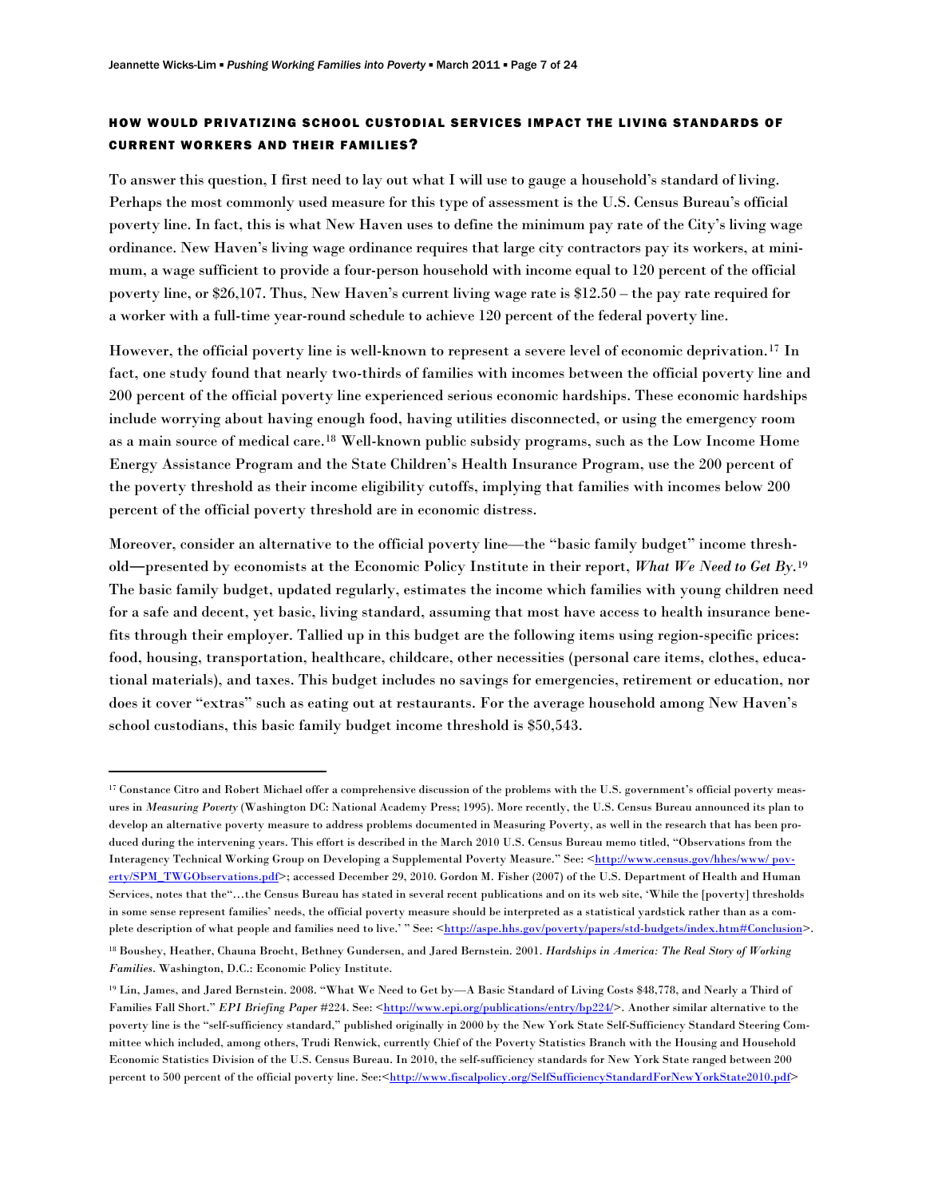### HOW WOULD PRIVATIZING SCHOOL CUSTODIAL SERVICES IMPACT THE LIVING STANDARDS OF CURRENT WORKERS AND THEIR FAMILIES?

To answer this question, I first need to lay out what I will use to gauge a household's standard of living. Perhaps the most commonly used measure for this type of assessment is the U.S. Census Bureau's official poverty line. In fact, this is what New Haven uses to define the minimum pay rate of the City's living wage ordinance. New Haven's living wage ordinance requires that large city contractors pay its workers, at minimum, a wage sufficient to provide a four-person household with income equal to 120 percent of the official poverty line, or $26,107. Thus, New Haven's current living wage rate is $12.50 – the pay rate required for a worker with a full-time year-round schedule to achieve 120 percent of the federal poverty line.

However, the official poverty line is well-known to represent a severe level of economic deprivation.[17] In fact, one study found that nearly two-thirds of families with incomes between the official poverty line and 200 percent of the official poverty line experienced serious economic hardships. These economic hardships include worrying about having enough food, having utilities disconnected, or using the emergency room as a main source of medical care.[18] Well-known public subsidy programs, such as the Low Income Home Energy Assistance Program and the State Children's Health Insurance Program, use the 200 percent of the poverty threshold as their income eligibility cutoffs, implying that families with incomes below 200 percent of the official poverty threshold are in economic distress.

Moreover, consider an alternative to the official poverty line—the "basic family budget" income threshold—presented by economists at the Economic Policy Institute in their report, *What We Need to Get By*.[19] The basic family budget, updated regularly, estimates the income which families with young children need for a safe and decent, yet basic, living standard, assuming that most have access to health insurance benefits through their employer. Tallied up in this budget are the following items using region-specific prices: food, housing, transportation, healthcare, childcare, other necessities (personal care items, clothes, educational materials), and taxes. This budget includes no savings for emergencies, retirement or education, nor does it cover "extras" such as eating out at restaurants. For the average household among New Haven's school custodians, this basic family budget income threshold is $50,543.

---

[17] Constance Citro and Robert Michael offer a comprehensive discussion of the problems with the U.S. government's official poverty measures in *Measuring Poverty* (Washington DC: National Academy Press; 1995). More recently, the U.S. Census Bureau announced its plan to develop an alternative poverty measure to address problems documented in Measuring Poverty, as well in the research that has been produced during the intervening years. This effort is described in the March 2010 U.S. Census Bureau memo titled, "Observations from the Interagency Technical Working Group on Developing a Supplemental Poverty Measure." See: <http://www.census.gov/hhes/www/poverty/SPM_TWGObservations.pdf>; accessed December 29, 2010. Gordon M. Fisher (2007) of the U.S. Department of Health and Human Services, notes that the"…the Census Bureau has stated in several recent publications and on its web site, 'While the [poverty] thresholds in some sense represent families' needs, the official poverty measure should be interpreted as a statistical yardstick rather than as a complete description of what people and families need to live.' " See: <http://aspe.hhs.gov/poverty/papers/std-budgets/index.htm#Conclusion>.

[18] Boushey, Heather, Chauna Brocht, Bethney Gundersen, and Jared Bernstein. 2001. *Hardships in America: The Real Story of Working Families*. Washington, D.C.: Economic Policy Institute.

[19] Lin, James, and Jared Bernstein. 2008. "What We Need to Get by—A Basic Standard of Living Costs $48,778, and Nearly a Third of Families Fall Short." *EPI Briefing Paper* #224. See: <http://www.epi.org/publications/entry/bp224/>. Another similar alternative to the poverty line is the "self-sufficiency standard," published originally in 2000 by the New York State Self-Sufficiency Standard Steering Committee which included, among others, Trudi Renwick, currently Chief of the Poverty Statistics Branch with the Housing and Household Economic Statistics Division of the U.S. Census Bureau. In 2010, the self-sufficiency standards for New York State ranged between 200 percent to 500 percent of the official poverty line. See:<http://www.fiscalpolicy.org/SelfSufficiencyStandardForNewYorkState2010.pdf>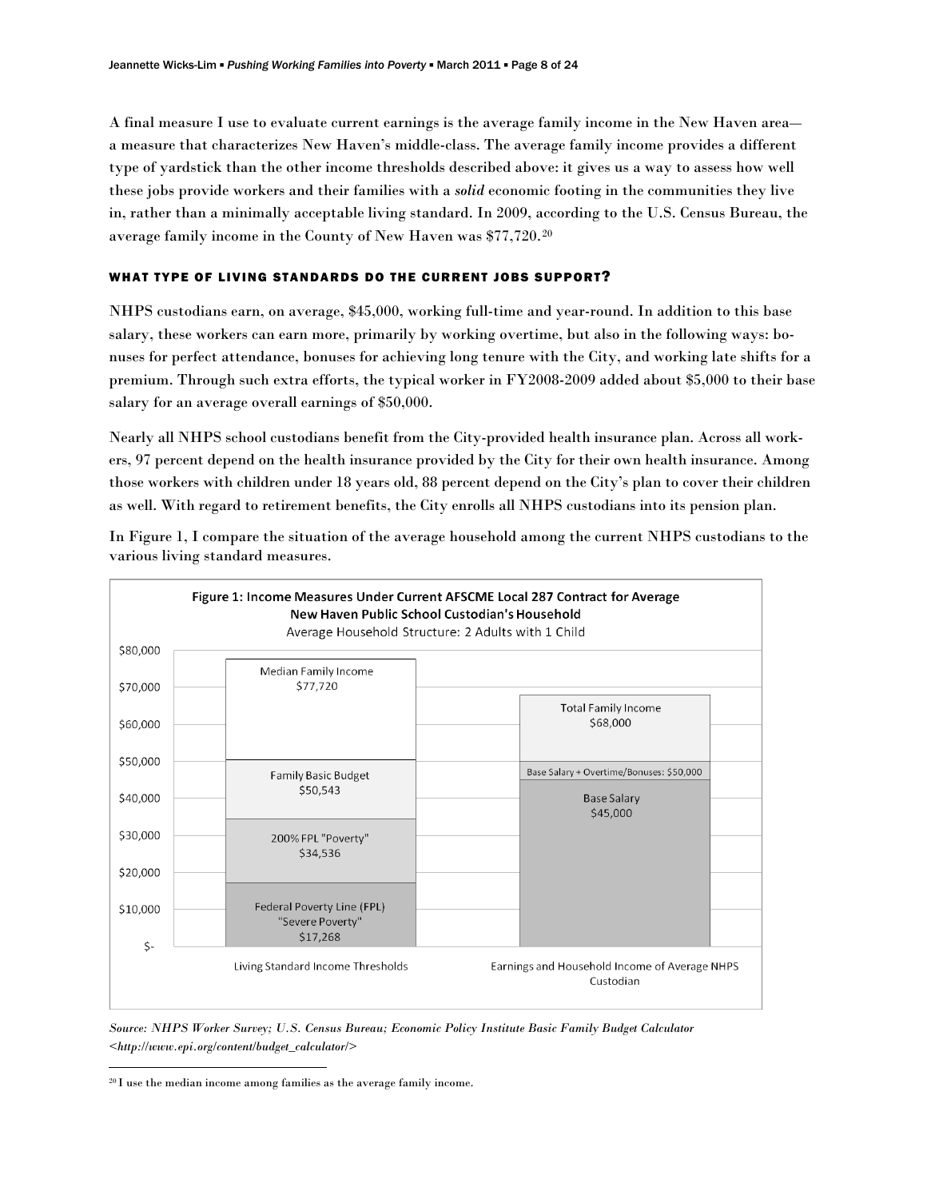A final measure I use to evaluate current earnings is the average family income in the New Haven area—a measure that characterizes New Haven's middle-class. The average family income provides a different type of yardstick than the other income thresholds described above: it gives us a way to assess how well these jobs provide workers and their families with a *solid* economic footing in the communities they live in, rather than a minimally acceptable living standard. In 2009, according to the U.S. Census Bureau, the average family income in the County of New Haven was $77,720.[20]

### WHAT TYPE OF LIVING STANDARDS DO THE CURRENT JOBS SUPPORT?

NHPS custodians earn, on average, $45,000, working full-time and year-round. In addition to this base salary, these workers can earn more, primarily by working overtime, but also in the following ways: bonuses for perfect attendance, bonuses for achieving long tenure with the City, and working late shifts for a premium. Through such extra efforts, the typical worker in FY2008-2009 added about $5,000 to their base salary for an average overall earnings of $50,000.

Nearly all NHPS school custodians benefit from the City-provided health insurance plan. Across all workers, 97 percent depend on the health insurance provided by the City for their own health insurance. Among those workers with children under 18 years old, 88 percent depend on the City's plan to cover their children as well. With regard to retirement benefits, the City enrolls all NHPS custodians into its pension plan.

In Figure 1, I compare the situation of the average household among the current NHPS custodians to the various living standard measures.

**Figure 1: Income Measures Under Current AFSCME Local 287 Contract for Average New Haven Public School Custodian's Household**

Average Household Structure: 2 Adults with 1 Child

| Living Standard Income Thresholds | | Earnings and Household Income of Average NHPS Custodian | |
|---|---|---|---|
| Median Family Income | $77,720 | Total Family Income | $68,000 |
| Family Basic Budget | $50,543 | Base Salary + Overtime/Bonuses | $50,000 |
| 200% FPL "Poverty" | $34,536 | Base Salary | $45,000 |
| Federal Poverty Line (FPL) "Severe Poverty" | $17,268 | | |

*Source: NHPS Worker Survey; U.S. Census Bureau; Economic Policy Institute Basic Family Budget Calculator <http://www.epi.org/content/budget_calculator/>*

[20] I use the median income among families as the average family income.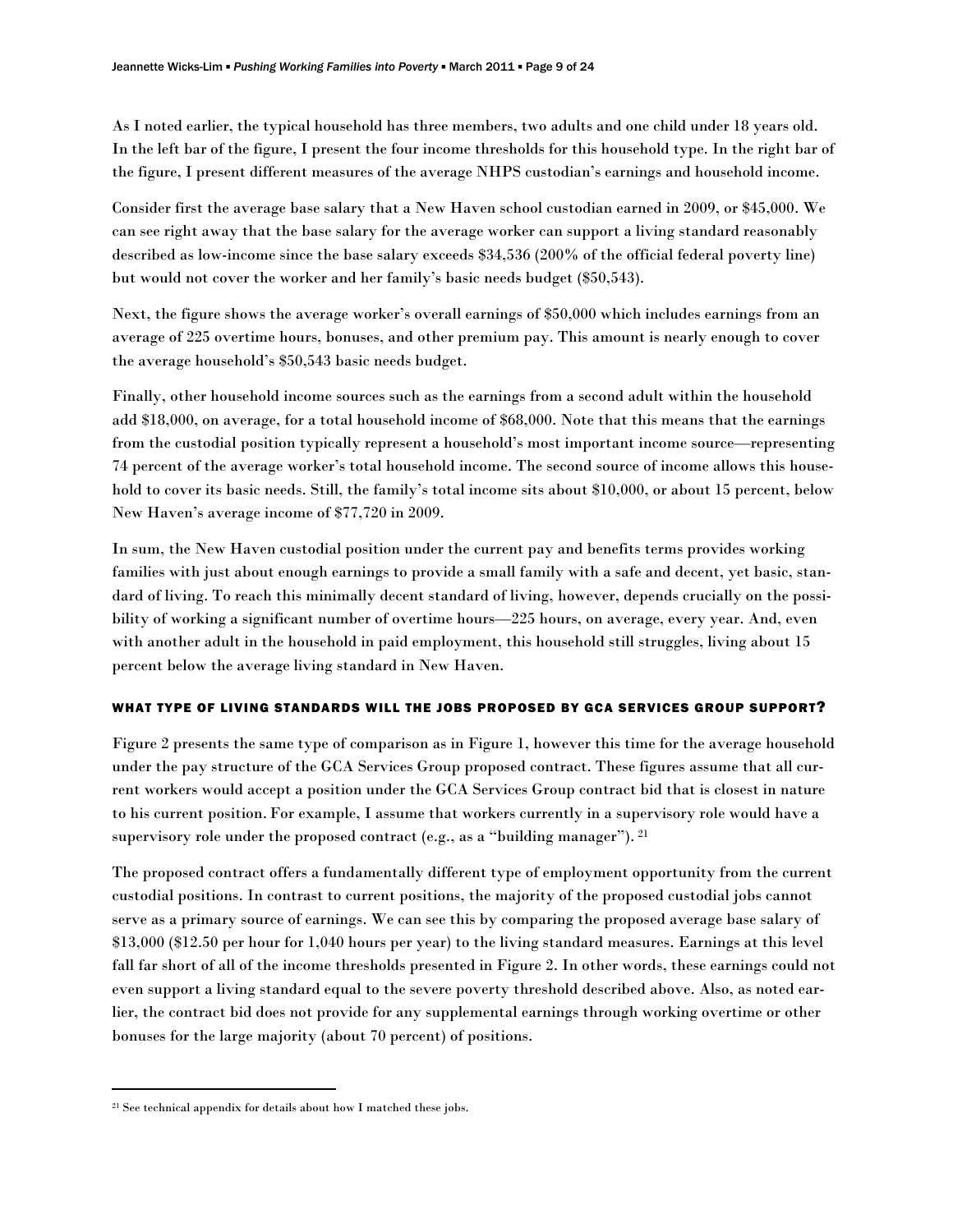As I noted earlier, the typical household has three members, two adults and one child under 18 years old. In the left bar of the figure, I present the four income thresholds for this household type. In the right bar of the figure, I present different measures of the average NHPS custodian's earnings and household income.

Consider first the average base salary that a New Haven school custodian earned in 2009, or $45,000. We can see right away that the base salary for the average worker can support a living standard reasonably described as low-income since the base salary exceeds $34,536 (200% of the official federal poverty line) but would not cover the worker and her family's basic needs budget ($50,543).

Next, the figure shows the average worker's overall earnings of $50,000 which includes earnings from an average of 225 overtime hours, bonuses, and other premium pay. This amount is nearly enough to cover the average household's $50,543 basic needs budget.

Finally, other household income sources such as the earnings from a second adult within the household add $18,000, on average, for a total household income of $68,000. Note that this means that the earnings from the custodial position typically represent a household's most important income source—representing 74 percent of the average worker's total household income. The second source of income allows this household to cover its basic needs. Still, the family's total income sits about $10,000, or about 15 percent, below New Haven's average income of $77,720 in 2009.

In sum, the New Haven custodial position under the current pay and benefits terms provides working families with just about enough earnings to provide a small family with a safe and decent, yet basic, standard of living. To reach this minimally decent standard of living, however, depends crucially on the possibility of working a significant number of overtime hours—225 hours, on average, every year. And, even with another adult in the household in paid employment, this household still struggles, living about 15 percent below the average living standard in New Haven.

## WHAT TYPE OF LIVING STANDARDS WILL THE JOBS PROPOSED BY GCA SERVICES GROUP SUPPORT?

Figure 2 presents the same type of comparison as in Figure 1, however this time for the average household under the pay structure of the GCA Services Group proposed contract. These figures assume that all current workers would accept a position under the GCA Services Group contract bid that is closest in nature to his current position. For example, I assume that workers currently in a supervisory role would have a supervisory role under the proposed contract (e.g., as a "building manager"). [21]

The proposed contract offers a fundamentally different type of employment opportunity from the current custodial positions. In contrast to current positions, the majority of the proposed custodial jobs cannot serve as a primary source of earnings. We can see this by comparing the proposed average base salary of $13,000 ($12.50 per hour for 1,040 hours per year) to the living standard measures. Earnings at this level fall far short of all of the income thresholds presented in Figure 2. In other words, these earnings could not even support a living standard equal to the severe poverty threshold described above. Also, as noted earlier, the contract bid does not provide for any supplemental earnings through working overtime or other bonuses for the large majority (about 70 percent) of positions.

---

[21] See technical appendix for details about how I matched these jobs.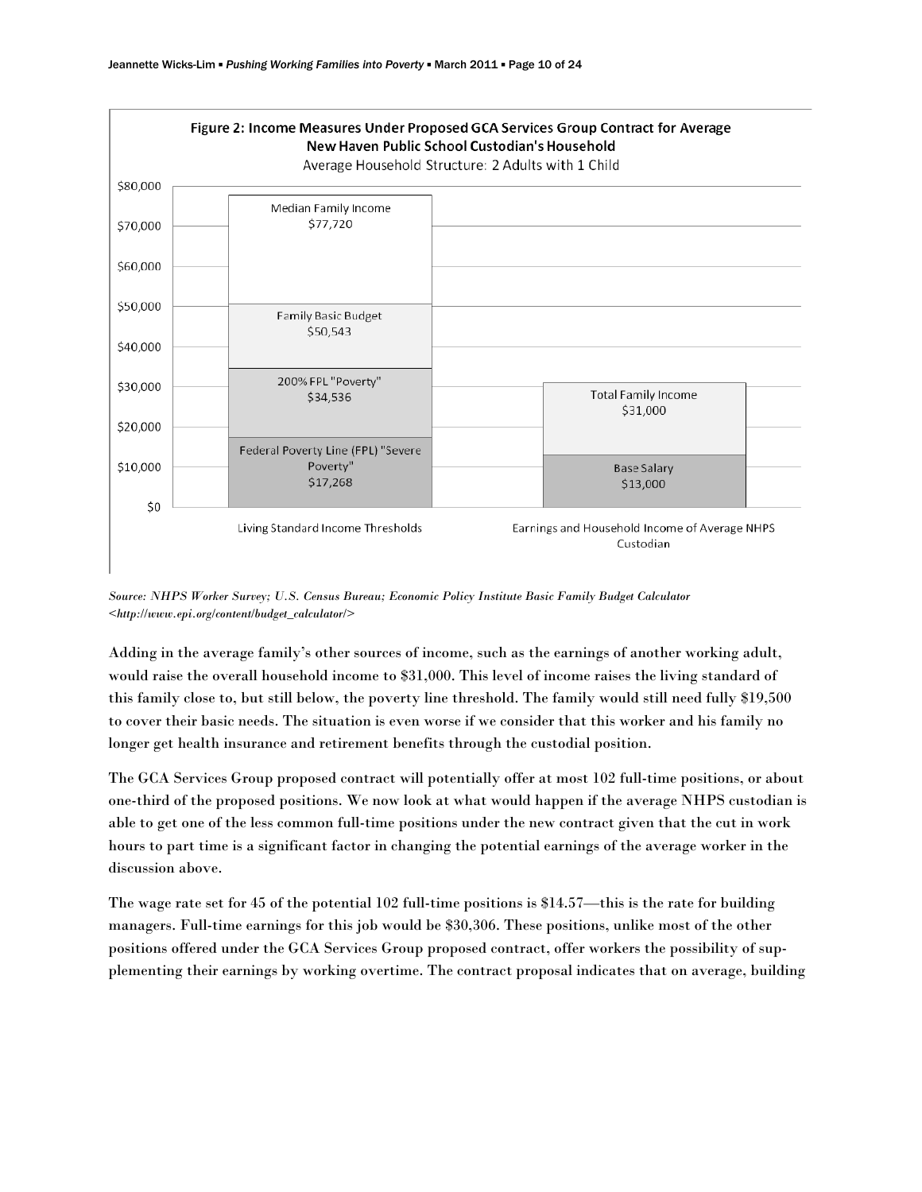**Figure 2: Income Measures Under Proposed GCA Services Group Contract for Average New Haven Public School Custodian's Household**

Average Household Structure: 2 Adults with 1 Child

| | Living Standard Income Thresholds | Earnings and Household Income of Average NHPS Custodian |
|---|---|---|
| Median Family Income | $77,720 | |
| Family Basic Budget | $50,543 | |
| 200% FPL "Poverty" | $34,536 | |
| Federal Poverty Line (FPL) "Severe Poverty" | $17,268 | |
| Total Family Income | | $31,000 |
| Base Salary | | $13,000 |

*Source: NHPS Worker Survey; U.S. Census Bureau; Economic Policy Institute Basic Family Budget Calculator <http://www.epi.org/content/budget_calculator/>*

Adding in the average family's other sources of income, such as the earnings of another working adult, would raise the overall household income to $31,000. This level of income raises the living standard of this family close to, but still below, the poverty line threshold. The family would still need fully $19,500 to cover their basic needs. The situation is even worse if we consider that this worker and his family no longer get health insurance and retirement benefits through the custodial position.

The GCA Services Group proposed contract will potentially offer at most 102 full-time positions, or about one-third of the proposed positions. We now look at what would happen if the average NHPS custodian is able to get one of the less common full-time positions under the new contract given that the cut in work hours to part time is a significant factor in changing the potential earnings of the average worker in the discussion above.

The wage rate set for 45 of the potential 102 full-time positions is $14.57—this is the rate for building managers. Full-time earnings for this job would be $30,306. These positions, unlike most of the other positions offered under the GCA Services Group proposed contract, offer workers the possibility of supplementing their earnings by working overtime. The contract proposal indicates that on average, building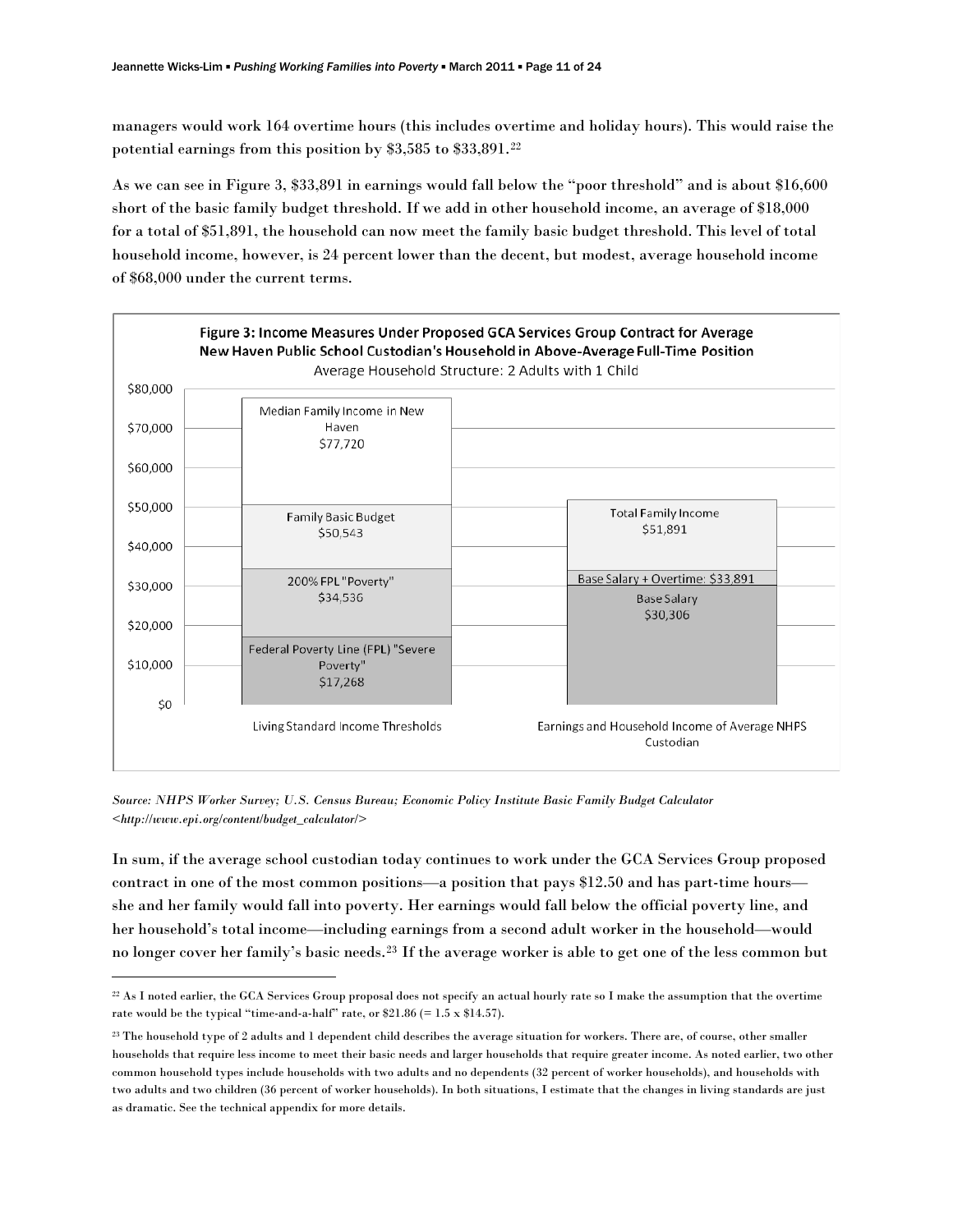managers would work 164 overtime hours (this includes overtime and holiday hours). This would raise the potential earnings from this position by $3,585 to $33,891.[22]

As we can see in Figure 3, $33,891 in earnings would fall below the "poor threshold" and is about $16,600 short of the basic family budget threshold. If we add in other household income, an average of $18,000 for a total of $51,891, the household can now meet the family basic budget threshold. This level of total household income, however, is 24 percent lower than the decent, but modest, average household income of $68,000 under the current terms.

**Figure 3: Income Measures Under Proposed GCA Services Group Contract for Average New Haven Public School Custodian's Household in Above-Average Full-Time Position**

Average Household Structure: 2 Adults with 1 Child

| Living Standard Income Thresholds | Earnings and Household Income of Average NHPS Custodian |
|---|---|
| Median Family Income in New Haven $77,720 | Total Family Income $51,891 |
| Family Basic Budget $50,543 | Base Salary + Overtime: $33,891 |
| 200% FPL "Poverty" $34,536 | Base Salary $30,306 |
| Federal Poverty Line (FPL) "Severe Poverty" $17,268 | |

*Source: NHPS Worker Survey; U.S. Census Bureau; Economic Policy Institute Basic Family Budget Calculator <http://www.epi.org/content/budget_calculator/>*

In sum, if the average school custodian today continues to work under the GCA Services Group proposed contract in one of the most common positions—a position that pays $12.50 and has part-time hours—she and her family would fall into poverty. Her earnings would fall below the official poverty line, and her household's total income—including earnings from a second adult worker in the household—would no longer cover her family's basic needs.[23] If the average worker is able to get one of the less common but

---

[22] As I noted earlier, the GCA Services Group proposal does not specify an actual hourly rate so I make the assumption that the overtime rate would be the typical "time-and-a-half" rate, or $21.86 (= 1.5 x $14.57).

[23] The household type of 2 adults and 1 dependent child describes the average situation for workers. There are, of course, other smaller households that require less income to meet their basic needs and larger households that require greater income. As noted earlier, two other common household types include households with two adults and no dependents (32 percent of worker households), and households with two adults and two children (36 percent of worker households). In both situations, I estimate that the changes in living standards are just as dramatic. See the technical appendix for more details.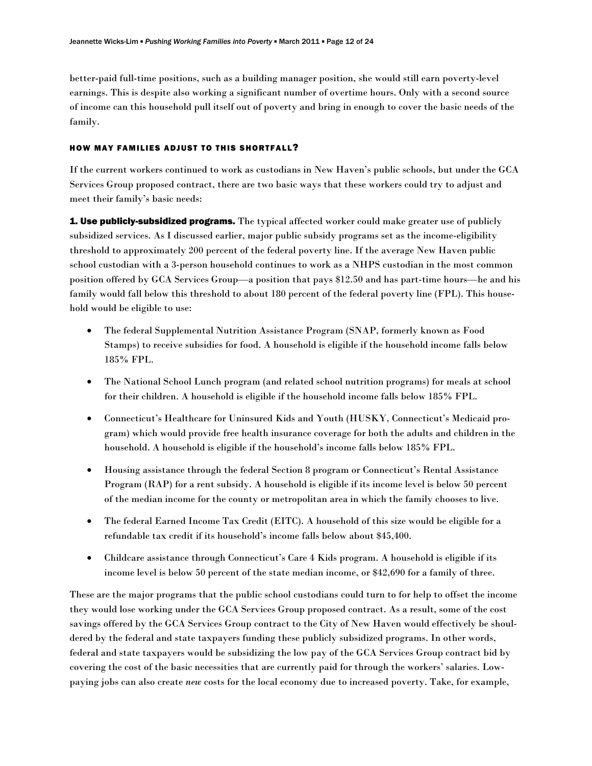better-paid full-time positions, such as a building manager position, she would still earn poverty-level earnings. This is despite also working a significant number of overtime hours. Only with a second source of income can this household pull itself out of poverty and bring in enough to cover the basic needs of the family.

### HOW MAY FAMILIES ADJUST TO THIS SHORTFALL?

If the current workers continued to work as custodians in New Haven's public schools, but under the GCA Services Group proposed contract, there are two basic ways that these workers could try to adjust and meet their family's basic needs:

**1. Use publicly-subsidized programs.** The typical affected worker could make greater use of publicly subsidized services. As I discussed earlier, major public subsidy programs set as the income-eligibility threshold to approximately 200 percent of the federal poverty line. If the average New Haven public school custodian with a 3-person household continues to work as a NHPS custodian in the most common position offered by GCA Services Group—a position that pays $12.50 and has part-time hours—he and his family would fall below this threshold to about 180 percent of the federal poverty line (FPL). This household would be eligible to use:

- The federal Supplemental Nutrition Assistance Program (SNAP, formerly known as Food Stamps) to receive subsidies for food. A household is eligible if the household income falls below 185% FPL.
- The National School Lunch program (and related school nutrition programs) for meals at school for their children. A household is eligible if the household income falls below 185% FPL.
- Connecticut's Healthcare for Uninsured Kids and Youth (HUSKY, Connecticut's Medicaid program) which would provide free health insurance coverage for both the adults and children in the household. A household is eligible if the household's income falls below 185% FPL.
- Housing assistance through the federal Section 8 program or Connecticut's Rental Assistance Program (RAP) for a rent subsidy. A household is eligible if its income level is below 50 percent of the median income for the county or metropolitan area in which the family chooses to live.
- The federal Earned Income Tax Credit (EITC). A household of this size would be eligible for a refundable tax credit if its household's income falls below about $45,400.
- Childcare assistance through Connecticut's Care 4 Kids program. A household is eligible if its income level is below 50 percent of the state median income, or $42,690 for a family of three.

These are the major programs that the public school custodians could turn to for help to offset the income they would lose working under the GCA Services Group proposed contract. As a result, some of the cost savings offered by the GCA Services Group contract to the City of New Haven would effectively be shouldered by the federal and state taxpayers funding these publicly subsidized programs. In other words, federal and state taxpayers would be subsidizing the low pay of the GCA Services Group contract bid by covering the cost of the basic necessities that are currently paid for through the workers' salaries. Low-paying jobs can also create *new* costs for the local economy due to increased poverty. Take, for example,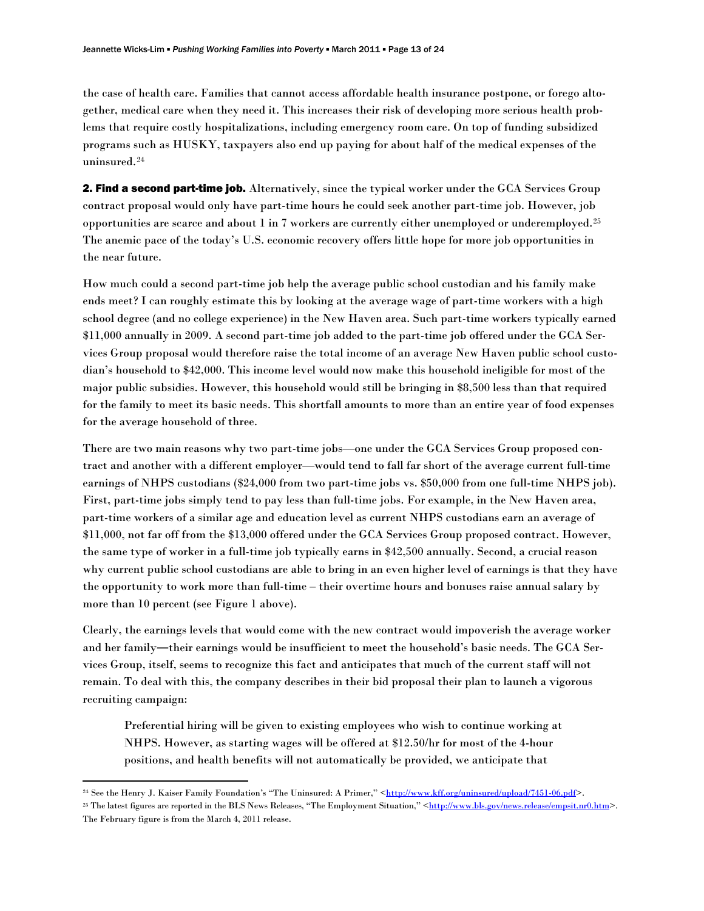the case of health care. Families that cannot access affordable health insurance postpone, or forego altogether, medical care when they need it. This increases their risk of developing more serious health problems that require costly hospitalizations, including emergency room care. On top of funding subsidized programs such as HUSKY, taxpayers also end up paying for about half of the medical expenses of the uninsured.[24]

**2. Find a second part-time job.** Alternatively, since the typical worker under the GCA Services Group contract proposal would only have part-time hours he could seek another part-time job. However, job opportunities are scarce and about 1 in 7 workers are currently either unemployed or underemployed.[25] The anemic pace of the today's U.S. economic recovery offers little hope for more job opportunities in the near future.

How much could a second part-time job help the average public school custodian and his family make ends meet? I can roughly estimate this by looking at the average wage of part-time workers with a high school degree (and no college experience) in the New Haven area. Such part-time workers typically earned $11,000 annually in 2009. A second part-time job added to the part-time job offered under the GCA Services Group proposal would therefore raise the total income of an average New Haven public school custodian's household to $42,000. This income level would now make this household ineligible for most of the major public subsidies. However, this household would still be bringing in $8,500 less than that required for the family to meet its basic needs. This shortfall amounts to more than an entire year of food expenses for the average household of three.

There are two main reasons why two part-time jobs—one under the GCA Services Group proposed contract and another with a different employer—would tend to fall far short of the average current full-time earnings of NHPS custodians ($24,000 from two part-time jobs vs. $50,000 from one full-time NHPS job). First, part-time jobs simply tend to pay less than full-time jobs. For example, in the New Haven area, part-time workers of a similar age and education level as current NHPS custodians earn an average of $11,000, not far off from the $13,000 offered under the GCA Services Group proposed contract. However, the same type of worker in a full-time job typically earns in $42,500 annually. Second, a crucial reason why current public school custodians are able to bring in an even higher level of earnings is that they have the opportunity to work more than full-time – their overtime hours and bonuses raise annual salary by more than 10 percent (see Figure 1 above).

Clearly, the earnings levels that would come with the new contract would impoverish the average worker and her family—their earnings would be insufficient to meet the household's basic needs. The GCA Services Group, itself, seems to recognize this fact and anticipates that much of the current staff will not remain. To deal with this, the company describes in their bid proposal their plan to launch a vigorous recruiting campaign:

> Preferential hiring will be given to existing employees who wish to continue working at NHPS. However, as starting wages will be offered at $12.50/hr for most of the 4-hour positions, and health benefits will not automatically be provided, we anticipate that

---

[24] See the Henry J. Kaiser Family Foundation's "The Uninsured: A Primer," <http://www.kff.org/uninsured/upload/7451-06.pdf>.

[25] The latest figures are reported in the BLS News Releases, "The Employment Situation," <http://www.bls.gov/news.release/empsit.nr0.htm>. The February figure is from the March 4, 2011 release.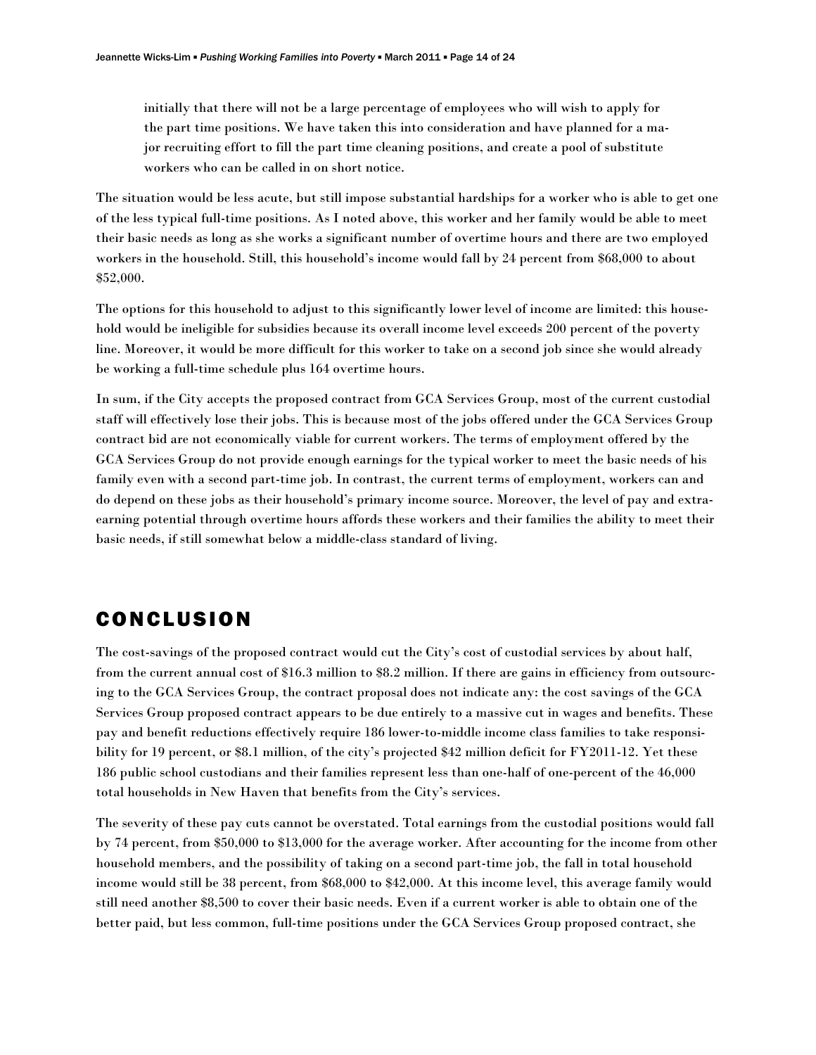> initially that there will not be a large percentage of employees who will wish to apply for the part time positions. We have taken this into consideration and have planned for a major recruiting effort to fill the part time cleaning positions, and create a pool of substitute workers who can be called in on short notice.

The situation would be less acute, but still impose substantial hardships for a worker who is able to get one of the less typical full-time positions. As I noted above, this worker and her family would be able to meet their basic needs as long as she works a significant number of overtime hours and there are two employed workers in the household. Still, this household's income would fall by 24 percent from $68,000 to about $52,000.

The options for this household to adjust to this significantly lower level of income are limited: this household would be ineligible for subsidies because its overall income level exceeds 200 percent of the poverty line. Moreover, it would be more difficult for this worker to take on a second job since she would already be working a full-time schedule plus 164 overtime hours.

In sum, if the City accepts the proposed contract from GCA Services Group, most of the current custodial staff will effectively lose their jobs. This is because most of the jobs offered under the GCA Services Group contract bid are not economically viable for current workers. The terms of employment offered by the GCA Services Group do not provide enough earnings for the typical worker to meet the basic needs of his family even with a second part-time job. In contrast, the current terms of employment, workers can and do depend on these jobs as their household's primary income source. Moreover, the level of pay and extra-earning potential through overtime hours affords these workers and their families the ability to meet their basic needs, if still somewhat below a middle-class standard of living.

## CONCLUSION

The cost-savings of the proposed contract would cut the City's cost of custodial services by about half, from the current annual cost of $16.3 million to $8.2 million. If there are gains in efficiency from outsourcing to the GCA Services Group, the contract proposal does not indicate any: the cost savings of the GCA Services Group proposed contract appears to be due entirely to a massive cut in wages and benefits. These pay and benefit reductions effectively require 186 lower-to-middle income class families to take responsibility for 19 percent, or $8.1 million, of the city's projected $42 million deficit for FY2011-12. Yet these 186 public school custodians and their families represent less than one-half of one-percent of the 46,000 total households in New Haven that benefits from the City's services.

The severity of these pay cuts cannot be overstated. Total earnings from the custodial positions would fall by 74 percent, from $50,000 to $13,000 for the average worker. After accounting for the income from other household members, and the possibility of taking on a second part-time job, the fall in total household income would still be 38 percent, from $68,000 to $42,000. At this income level, this average family would still need another $8,500 to cover their basic needs. Even if a current worker is able to obtain one of the better paid, but less common, full-time positions under the GCA Services Group proposed contract, she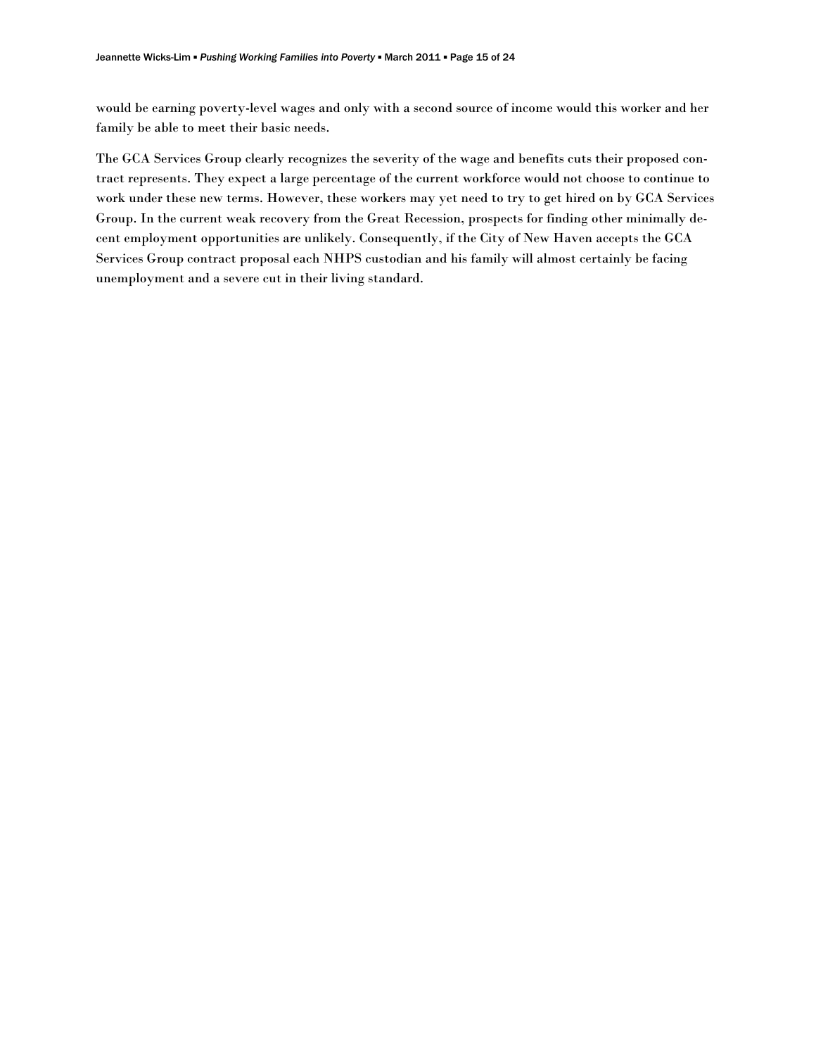would be earning poverty-level wages and only with a second source of income would this worker and her family be able to meet their basic needs.

The GCA Services Group clearly recognizes the severity of the wage and benefits cuts their proposed contract represents. They expect a large percentage of the current workforce would not choose to continue to work under these new terms. However, these workers may yet need to try to get hired on by GCA Services Group. In the current weak recovery from the Great Recession, prospects for finding other minimally decent employment opportunities are unlikely. Consequently, if the City of New Haven accepts the GCA Services Group contract proposal each NHPS custodian and his family will almost certainly be facing unemployment and a severe cut in their living standard.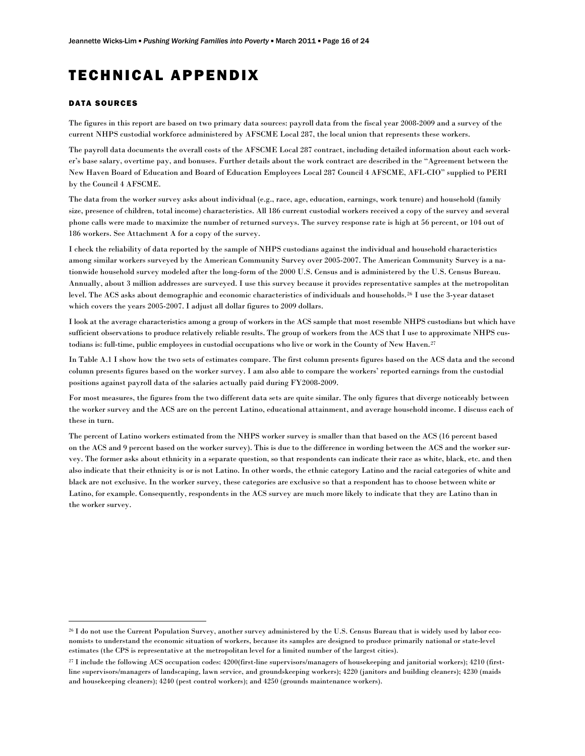# TECHNICAL APPENDIX

## DATA SOURCES

The figures in this report are based on two primary data sources: payroll data from the fiscal year 2008-2009 and a survey of the current NHPS custodial workforce administered by AFSCME Local 287, the local union that represents these workers.

The payroll data documents the overall costs of the AFSCME Local 287 contract, including detailed information about each worker's base salary, overtime pay, and bonuses. Further details about the work contract are described in the "Agreement between the New Haven Board of Education and Board of Education Employees Local 287 Council 4 AFSCME, AFL-CIO" supplied to PERI by the Council 4 AFSCME.

The data from the worker survey asks about individual (e.g., race, age, education, earnings, work tenure) and household (family size, presence of children, total income) characteristics. All 186 current custodial workers received a copy of the survey and several phone calls were made to maximize the number of returned surveys. The survey response rate is high at 56 percent, or 104 out of 186 workers. See Attachment A for a copy of the survey.

I check the reliability of data reported by the sample of NHPS custodians against the individual and household characteristics among similar workers surveyed by the American Community Survey over 2005-2007. The American Community Survey is a nationwide household survey modeled after the long-form of the 2000 U.S. Census and is administered by the U.S. Census Bureau. Annually, about 3 million addresses are surveyed. I use this survey because it provides representative samples at the metropolitan level. The ACS asks about demographic and economic characteristics of individuals and households.[26] I use the 3-year dataset which covers the years 2005-2007. I adjust all dollar figures to 2009 dollars.

I look at the average characteristics among a group of workers in the ACS sample that most resemble NHPS custodians but which have sufficient observations to produce relatively reliable results. The group of workers from the ACS that I use to approximate NHPS custodians is: full-time, public employees in custodial occupations who live or work in the County of New Haven.[27]

In Table A.1 I show how the two sets of estimates compare. The first column presents figures based on the ACS data and the second column presents figures based on the worker survey. I am also able to compare the workers' reported earnings from the custodial positions against payroll data of the salaries actually paid during FY2008-2009.

For most measures, the figures from the two different data sets are quite similar. The only figures that diverge noticeably between the worker survey and the ACS are on the percent Latino, educational attainment, and average household income. I discuss each of these in turn.

The percent of Latino workers estimated from the NHPS worker survey is smaller than that based on the ACS (16 percent based on the ACS and 9 percent based on the worker survey). This is due to the difference in wording between the ACS and the worker survey. The former asks about ethnicity in a separate question, so that respondents can indicate their race as white, black, etc. and then also indicate that their ethnicity is or is not Latino. In other words, the ethnic category Latino and the racial categories of white and black are not exclusive. In the worker survey, these categories are exclusive so that a respondent has to choose between white *or* Latino, for example. Consequently, respondents in the ACS survey are much more likely to indicate that they are Latino than in the worker survey.

---

[26] I do not use the Current Population Survey, another survey administered by the U.S. Census Bureau that is widely used by labor economists to understand the economic situation of workers, because its samples are designed to produce primarily national or state-level estimates (the CPS is representative at the metropolitan level for a limited number of the largest cities).

[27] I include the following ACS occupation codes: 4200(first-line supervisors/managers of housekeeping and janitorial workers); 4210 (first-line supervisors/managers of landscaping, lawn service, and groundskeeping workers); 4220 (janitors and building cleaners); 4230 (maids and housekeeping cleaners); 4240 (pest control workers); and 4250 (grounds maintenance workers).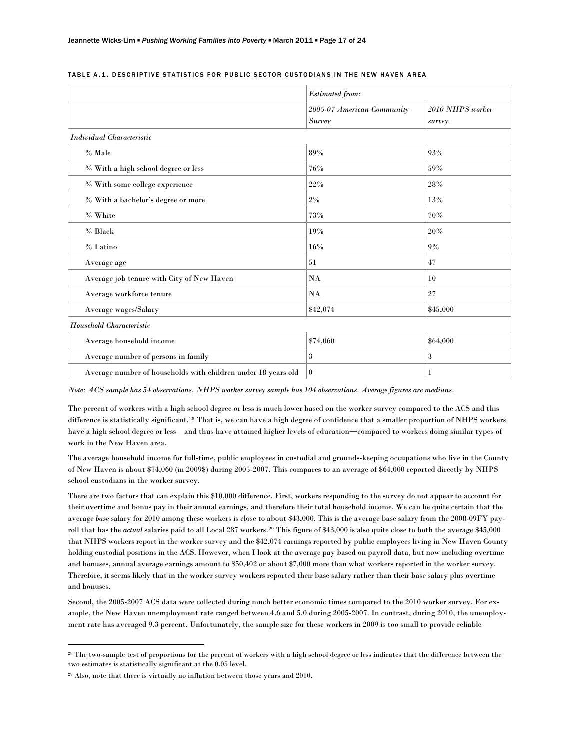TABLE A.1. DESCRIPTIVE STATISTICS FOR PUBLIC SECTOR CUSTODIANS IN THE NEW HAVEN AREA

| | *Estimated from:* | |
|---|---|---|
| | *2005-07 American Community Survey* | *2010 NHPS worker survey* |
| *Individual Characteristic* | | |
| % Male | 89% | 93% |
| % With a high school degree or less | 76% | 59% |
| % With some college experience | 22% | 28% |
| % With a bachelor's degree or more | 2% | 13% |
| % White | 73% | 70% |
| % Black | 19% | 20% |
| % Latino | 16% | 9% |
| Average age | 51 | 47 |
| Average job tenure with City of New Haven | NA | 10 |
| Average workforce tenure | NA | 27 |
| Average wages/Salary | \$42,074 | \$45,000 |
| *Household Characteristic* | | |
| Average household income | \$74,060 | \$64,000 |
| Average number of persons in family | 3 | 3 |
| Average number of households with children under 18 years old | 0 | 1 |

*Note: ACS sample has 54 observations. NHPS worker survey sample has 104 observations. Average figures are medians.*

The percent of workers with a high school degree or less is much lower based on the worker survey compared to the ACS and this difference is statistically significant.[28] That is, we can have a high degree of confidence that a smaller proportion of NHPS workers have a high school degree or less—and thus have attained higher levels of education—compared to workers doing similar types of work in the New Haven area.

The average household income for full-time, public employees in custodial and grounds-keeping occupations who live in the County of New Haven is about \$74,060 (in 2009\$) during 2005-2007. This compares to an average of \$64,000 reported directly by NHPS school custodians in the worker survey.

There are two factors that can explain this \$10,000 difference. First, workers responding to the survey do not appear to account for their overtime and bonus pay in their annual earnings, and therefore their total household income. We can be quite certain that the average *base* salary for 2010 among these workers is close to about \$43,000. This is the average base salary from the 2008-09FY payroll that has the *actual* salaries paid to all Local 287 workers.[29] This figure of \$43,000 is also quite close to both the average \$45,000 that NHPS workers report in the worker survey and the \$42,074 earnings reported by public employees living in New Haven County holding custodial positions in the ACS. However, when I look at the average pay based on payroll data, but now including overtime and bonuses, annual average earnings amount to \$50,402 or about \$7,000 more than what workers reported in the worker survey. Therefore, it seems likely that in the worker survey workers reported their base salary rather than their base salary plus overtime and bonuses.

Second, the 2005-2007 ACS data were collected during much better economic times compared to the 2010 worker survey. For example, the New Haven unemployment rate ranged between 4.6 and 5.0 during 2005-2007. In contrast, during 2010, the unemployment rate has averaged 9.3 percent. Unfortunately, the sample size for these workers in 2009 is too small to provide reliable

---

[28] The two-sample test of proportions for the percent of workers with a high school degree or less indicates that the difference between the two estimates is statistically significant at the 0.05 level.

[29] Also, note that there is virtually no inflation between those years and 2010.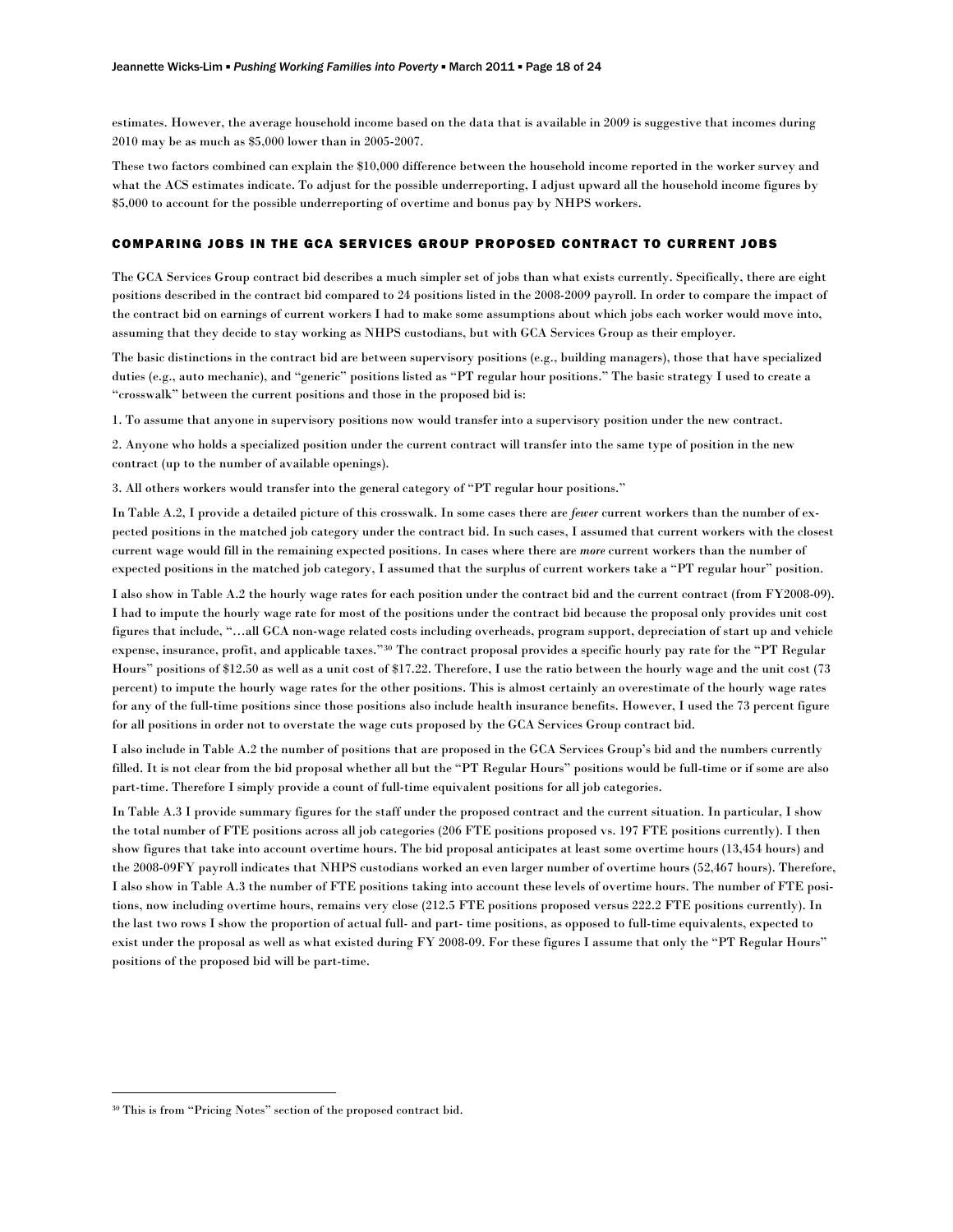estimates. However, the average household income based on the data that is available in 2009 is suggestive that incomes during 2010 may be as much as $5,000 lower than in 2005-2007.

These two factors combined can explain the $10,000 difference between the household income reported in the worker survey and what the ACS estimates indicate. To adjust for the possible underreporting, I adjust upward all the household income figures by $5,000 to account for the possible underreporting of overtime and bonus pay by NHPS workers.

### COMPARING JOBS IN THE GCA SERVICES GROUP PROPOSED CONTRACT TO CURRENT JOBS

The GCA Services Group contract bid describes a much simpler set of jobs than what exists currently. Specifically, there are eight positions described in the contract bid compared to 24 positions listed in the 2008-2009 payroll. In order to compare the impact of the contract bid on earnings of current workers I had to make some assumptions about which jobs each worker would move into, assuming that they decide to stay working as NHPS custodians, but with GCA Services Group as their employer.

The basic distinctions in the contract bid are between supervisory positions (e.g., building managers), those that have specialized duties (e.g., auto mechanic), and "generic" positions listed as "PT regular hour positions." The basic strategy I used to create a "crosswalk" between the current positions and those in the proposed bid is:

1. To assume that anyone in supervisory positions now would transfer into a supervisory position under the new contract.

2. Anyone who holds a specialized position under the current contract will transfer into the same type of position in the new contract (up to the number of available openings).

3. All others workers would transfer into the general category of "PT regular hour positions."

In Table A.2, I provide a detailed picture of this crosswalk. In some cases there are *fewer* current workers than the number of expected positions in the matched job category under the contract bid. In such cases, I assumed that current workers with the closest current wage would fill in the remaining expected positions. In cases where there are *more* current workers than the number of expected positions in the matched job category, I assumed that the surplus of current workers take a "PT regular hour" position.

I also show in Table A.2 the hourly wage rates for each position under the contract bid and the current contract (from FY2008-09). I had to impute the hourly wage rate for most of the positions under the contract bid because the proposal only provides unit cost figures that include, "…all GCA non-wage related costs including overheads, program support, depreciation of start up and vehicle expense, insurance, profit, and applicable taxes."[30] The contract proposal provides a specific hourly pay rate for the "PT Regular Hours" positions of $12.50 as well as a unit cost of $17.22. Therefore, I use the ratio between the hourly wage and the unit cost (73 percent) to impute the hourly wage rates for the other positions. This is almost certainly an overestimate of the hourly wage rates for any of the full-time positions since those positions also include health insurance benefits. However, I used the 73 percent figure for all positions in order not to overstate the wage cuts proposed by the GCA Services Group contract bid.

I also include in Table A.2 the number of positions that are proposed in the GCA Services Group's bid and the numbers currently filled. It is not clear from the bid proposal whether all but the "PT Regular Hours" positions would be full-time or if some are also part-time. Therefore I simply provide a count of full-time equivalent positions for all job categories.

In Table A.3 I provide summary figures for the staff under the proposed contract and the current situation. In particular, I show the total number of FTE positions across all job categories (206 FTE positions proposed vs. 197 FTE positions currently). I then show figures that take into account overtime hours. The bid proposal anticipates at least some overtime hours (13,454 hours) and the 2008-09FY payroll indicates that NHPS custodians worked an even larger number of overtime hours (52,467 hours). Therefore, I also show in Table A.3 the number of FTE positions taking into account these levels of overtime hours. The number of FTE positions, now including overtime hours, remains very close (212.5 FTE positions proposed versus 222.2 FTE positions currently). In the last two rows I show the proportion of actual full- and part- time positions, as opposed to full-time equivalents, expected to exist under the proposal as well as what existed during FY 2008-09. For these figures I assume that only the "PT Regular Hours" positions of the proposed bid will be part-time.

[30] This is from "Pricing Notes" section of the proposed contract bid.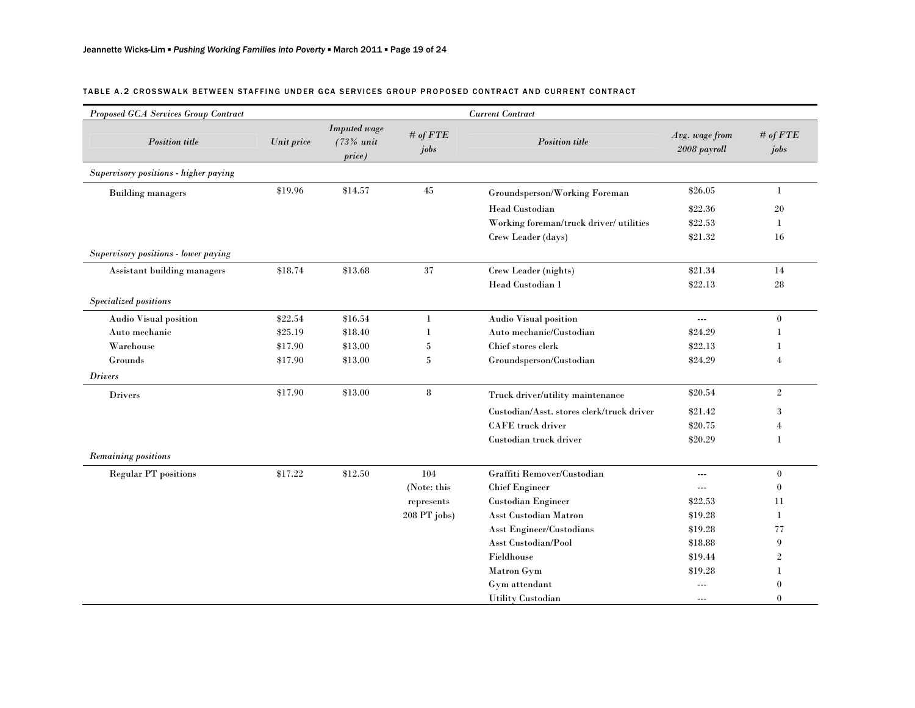TABLE A.2 CROSSWALK BETWEEN STAFFING UNDER GCA SERVICES GROUP PROPOSED CONTRACT AND CURRENT CONTRACT

| *Proposed GCA Services Group Contract* | | | | *Current Contract* | | |
|---|---|---|---|---|---|---|
| *Position title* | *Unit price* | *Imputed wage (73% unit price)* | *# of FTE jobs* | *Position title* | *Avg. wage from 2008 payroll* | *# of FTE jobs* |
| *Supervisory positions - higher paying* | | | | | | |
| Building managers | $19.96 | $14.57 | 45 | Groundsperson/Working Foreman | $26.05 | 1 |
| | | | | Head Custodian | $22.36 | 20 |
| | | | | Working foreman/truck driver/ utilities | $22.53 | 1 |
| | | | | Crew Leader (days) | $21.32 | 16 |
| *Supervisory positions - lower paying* | | | | | | |
| Assistant building managers | $18.74 | $13.68 | 37 | Crew Leader (nights) | $21.34 | 14 |
| | | | | Head Custodian 1 | $22.13 | 28 |
| *Specialized positions* | | | | | | |
| Audio Visual position | $22.54 | $16.54 | 1 | Audio Visual position | --- | 0 |
| Auto mechanic | $25.19 | $18.40 | 1 | Auto mechanic/Custodian | $24.29 | 1 |
| Warehouse | $17.90 | $13.00 | 5 | Chief stores clerk | $22.13 | 1 |
| Grounds | $17.90 | $13.00 | 5 | Groundsperson/Custodian | $24.29 | 4 |
| *Drivers* | | | | | | |
| Drivers | $17.90 | $13.00 | 8 | Truck driver/utility maintenance | $20.54 | 2 |
| | | | | Custodian/Asst. stores clerk/truck driver | $21.42 | 3 |
| | | | | CAFE truck driver | $20.75 | 4 |
| | | | | Custodian truck driver | $20.29 | 1 |
| *Remaining positions* | | | | | | |
| Regular PT positions | $17.22 | $12.50 | 104 | Graffiti Remover/Custodian | --- | 0 |
| | | | (Note: this | Chief Engineer | --- | 0 |
| | | | represents | Custodian Engineer | $22.53 | 11 |
| | | | 208 PT jobs) | Asst Custodian Matron | $19.28 | 1 |
| | | | | Asst Engineer/Custodians | $19.28 | 77 |
| | | | | Asst Custodian/Pool | $18.88 | 9 |
| | | | | Fieldhouse | $19.44 | 2 |
| | | | | Matron Gym | $19.28 | 1 |
| | | | | Gym attendant | --- | 0 |
| | | | | Utility Custodian | --- | 0 |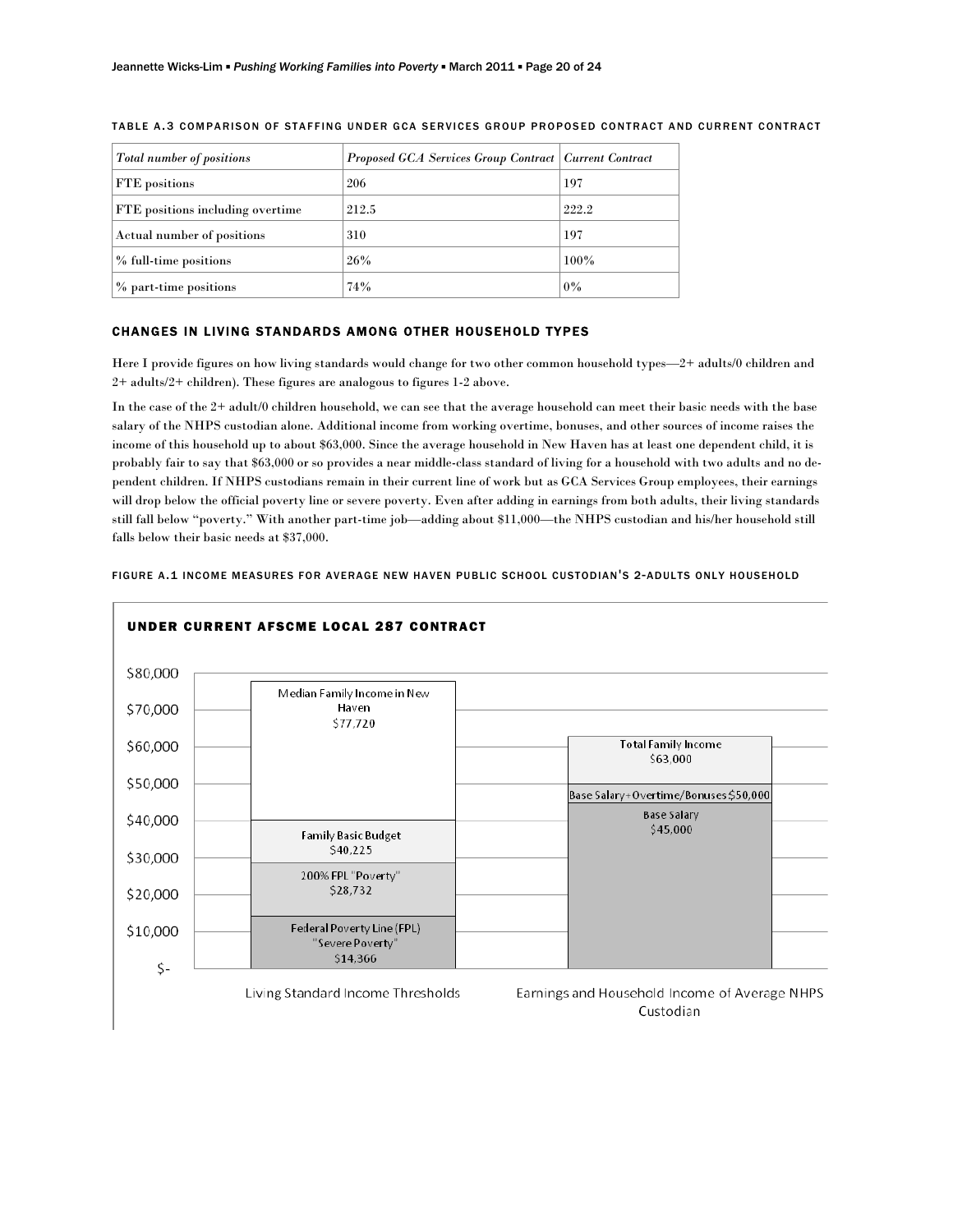TABLE A.3 COMPARISON OF STAFFING UNDER GCA SERVICES GROUP PROPOSED CONTRACT AND CURRENT CONTRACT

| *Total number of positions* | *Proposed GCA Services Group Contract* | *Current Contract* |
|---|---|---|
| FTE positions | 206 | 197 |
| FTE positions including overtime | 212.5 | 222.2 |
| Actual number of positions | 310 | 197 |
| % full-time positions | 26% | 100% |
| % part-time positions | 74% | 0% |

### CHANGES IN LIVING STANDARDS AMONG OTHER HOUSEHOLD TYPES

Here I provide figures on how living standards would change for two other common household types—2+ adults/0 children and 2+ adults/2+ children). These figures are analogous to figures 1-2 above.

In the case of the 2+ adult/0 children household, we can see that the average household can meet their basic needs with the base salary of the NHPS custodian alone. Additional income from working overtime, bonuses, and other sources of income raises the income of this household up to about $63,000. Since the average household in New Haven has at least one dependent child, it is probably fair to say that $63,000 or so provides a near middle-class standard of living for a household with two adults and no dependent children. If NHPS custodians remain in their current line of work but as GCA Services Group employees, their earnings will drop below the official poverty line or severe poverty. Even after adding in earnings from both adults, their living standards still fall below "poverty." With another part-time job—adding about $11,000—the NHPS custodian and his/her household still falls below their basic needs at $37,000.

FIGURE A.1 INCOME MEASURES FOR AVERAGE NEW HAVEN PUBLIC SCHOOL CUSTODIAN'S 2-ADULTS ONLY HOUSEHOLD

**UNDER CURRENT AFSCME LOCAL 287 CONTRACT**

| | Living Standard Income Thresholds | Earnings and Household Income of Average NHPS Custodian |
|---|---|---|
| Median Family Income in New Haven | $77,720 | |
| Family Basic Budget | $40,225 | |
| 200% FPL "Poverty" | $28,732 | |
| Federal Poverty Line (FPL) "Severe Poverty" | $14,366 | |
| Total Family Income | | $63,000 |
| Base Salary+Overtime/Bonuses | | $50,000 |
| Base Salary | | $45,000 |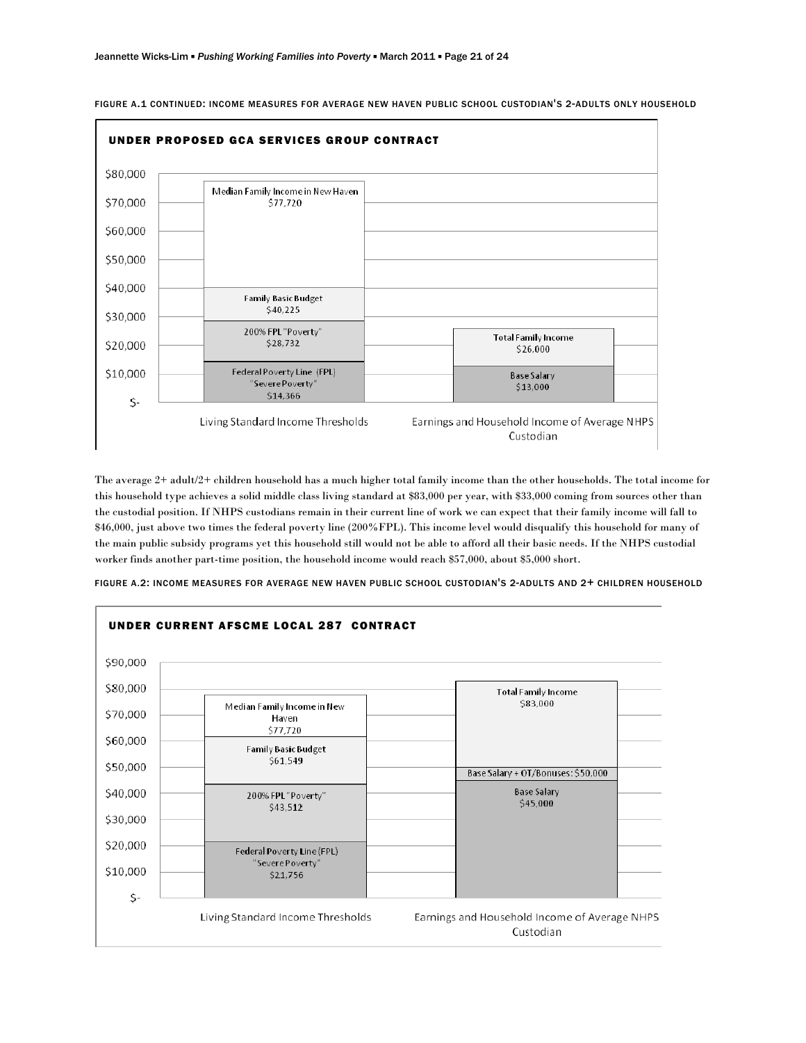FIGURE A.1 CONTINUED: INCOME MEASURES FOR AVERAGE NEW HAVEN PUBLIC SCHOOL CUSTODIAN'S 2-ADULTS ONLY HOUSEHOLD

**UNDER PROPOSED GCA SERVICES GROUP CONTRACT**

| Living Standard Income Thresholds | |
|---|---|
| Median Family Income in New Haven | $77,720 |
| Family Basic Budget | $40,225 |
| 200% FPL "Poverty" | $28,732 |
| Federal Poverty Line (FPL) "Severe Poverty" | $14,366 |

| Earnings and Household Income of Average NHPS Custodian | |
|---|---|
| Total Family Income | $26,000 |
| Base Salary | $13,000 |

The average 2+ adult/2+ children household has a much higher total family income than the other households. The total income for this household type achieves a solid middle class living standard at $83,000 per year, with $33,000 coming from sources other than the custodial position. If NHPS custodians remain in their current line of work we can expect that their family income will fall to $46,000, just above two times the federal poverty line (200%FPL). This income level would disqualify this household for many of the main public subsidy programs yet this household still would not be able to afford all their basic needs. If the NHPS custodial worker finds another part-time position, the household income would reach $57,000, about $5,000 short.

FIGURE A.2: INCOME MEASURES FOR AVERAGE NEW HAVEN PUBLIC SCHOOL CUSTODIAN'S 2-ADULTS AND 2+ CHILDREN HOUSEHOLD

**UNDER CURRENT AFSCME LOCAL 287 CONTRACT**

| Living Standard Income Thresholds | |
|---|---|
| Median Family Income in New Haven | $77,720 |
| Family Basic Budget | $61,549 |
| 200% FPL "Poverty" | $43,512 |
| Federal Poverty Line (FPL) "Severe Poverty" | $21,756 |

| Earnings and Household Income of Average NHPS Custodian | |
|---|---|
| Total Family Income | $83,000 |
| Base Salary + OT/Bonuses | $50,000 |
| Base Salary | $45,000 |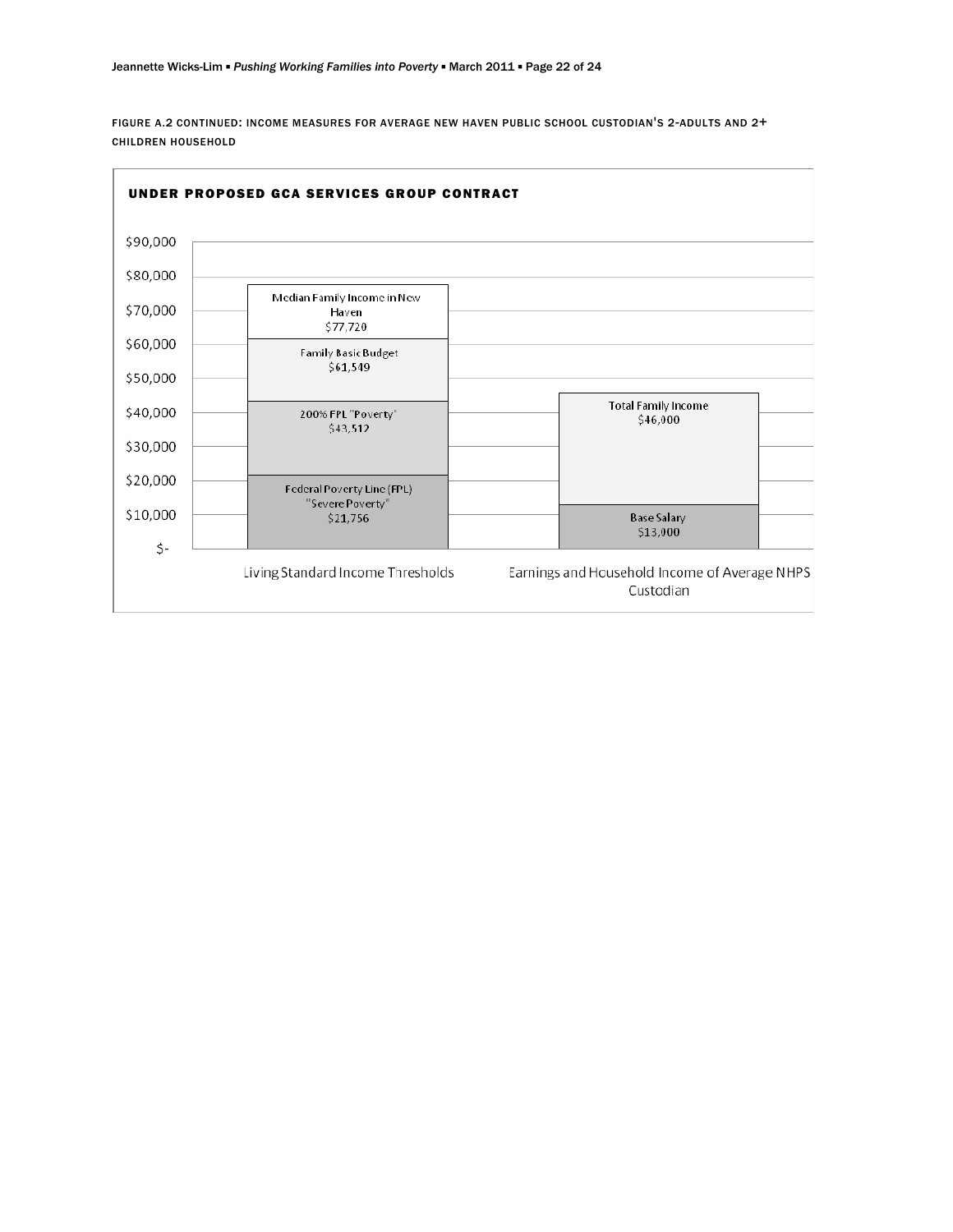FIGURE A.2 CONTINUED: INCOME MEASURES FOR AVERAGE NEW HAVEN PUBLIC SCHOOL CUSTODIAN'S 2-ADULTS AND 2+ CHILDREN HOUSEHOLD

**UNDER PROPOSED GCA SERVICES GROUP CONTRACT**

| Living Standard Income Thresholds | |
|---|---|
| Median Family Income in New Haven | $77,720 |
| Family Basic Budget | $61,549 |
| 200% FPL "Poverty" | $43,512 |
| Federal Poverty Line (FPL) "Severe Poverty" | $21,756 |

| Earnings and Household Income of Average NHPS Custodian | |
|---|---|
| Total Family Income | $46,000 |
| Base Salary | $13,000 |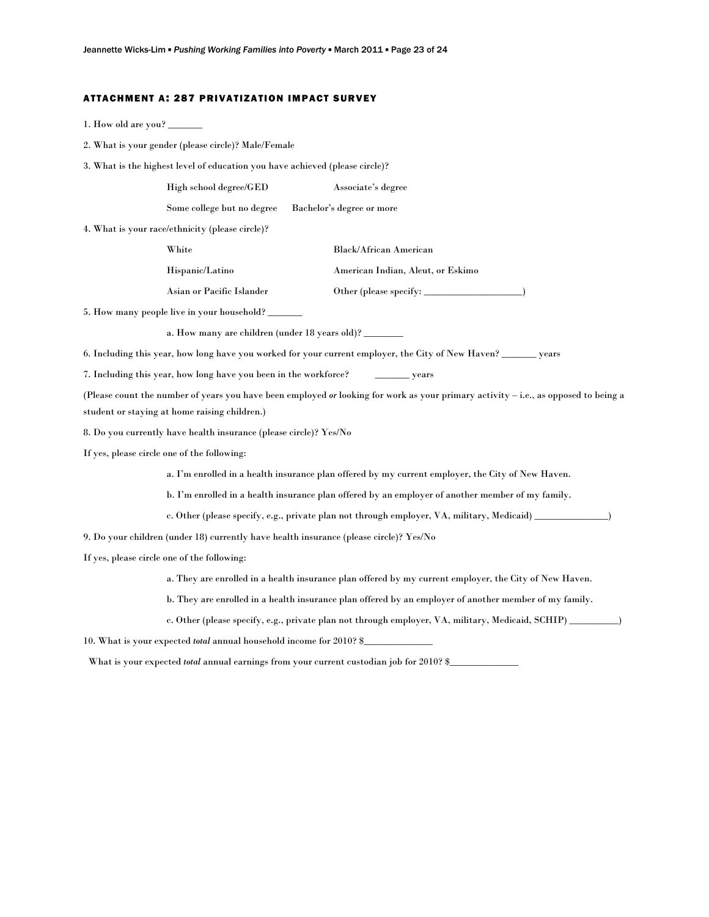## ATTACHMENT A: 287 PRIVATIZATION IMPACT SURVEY

1. How old are you? _______

2. What is your gender (please circle)? Male/Female

3. What is the highest level of education you have achieved (please circle)?

    High school degree/GED    Associate's degree

    Some college but no degree    Bachelor's degree or more

4. What is your race/ethnicity (please circle)?

    White    Black/African American

    Hispanic/Latino    American Indian, Aleut, or Eskimo

    Asian or Pacific Islander    Other (please specify: ____________________)

5. How many people live in your household? _______

    a. How many are children (under 18 years old)? ________

6. Including this year, how long have you worked for your current employer, the City of New Haven? _______ years

7. Including this year, how long have you been in the workforce? _______ years

(Please count the number of years you have been employed *or* looking for work as your primary activity – i.e., as opposed to being a student or staying at home raising children.)

8. Do you currently have health insurance (please circle)? Yes/No

If yes, please circle one of the following:

    a. I'm enrolled in a health insurance plan offered by my current employer, the City of New Haven.

    b. I'm enrolled in a health insurance plan offered by an employer of another member of my family.

    c. Other (please specify, e.g., private plan not through employer, VA, military, Medicaid) _______________)

9. Do your children (under 18) currently have health insurance (please circle)? Yes/No

If yes, please circle one of the following:

    a. They are enrolled in a health insurance plan offered by my current employer, the City of New Haven.

    b. They are enrolled in a health insurance plan offered by an employer of another member of my family.

    c. Other (please specify, e.g., private plan not through employer, VA, military, Medicaid, SCHIP) __________)

10. What is your expected *total* annual household income for 2010? $______________

What is your expected *total* annual earnings from your current custodian job for 2010? $______________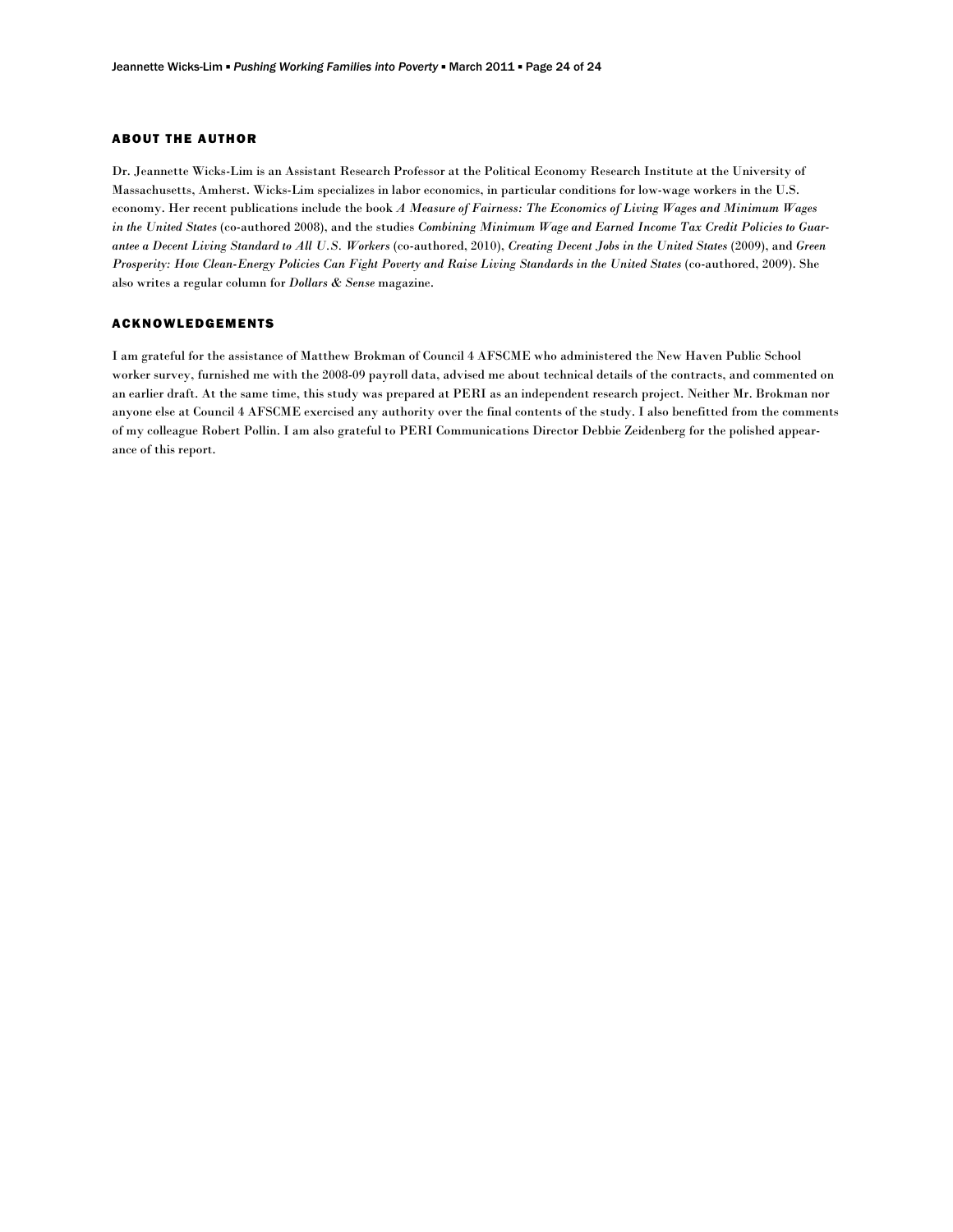## ABOUT THE AUTHOR

Dr. Jeannette Wicks-Lim is an Assistant Research Professor at the Political Economy Research Institute at the University of Massachusetts, Amherst. Wicks-Lim specializes in labor economics, in particular conditions for low-wage workers in the U.S. economy. Her recent publications include the book *A Measure of Fairness: The Economics of Living Wages and Minimum Wages in the United States* (co-authored 2008), and the studies *Combining Minimum Wage and Earned Income Tax Credit Policies to Guarantee a Decent Living Standard to All U.S. Workers* (co-authored, 2010), *Creating Decent Jobs in the United States* (2009), and *Green Prosperity: How Clean-Energy Policies Can Fight Poverty and Raise Living Standards in the United States* (co-authored, 2009). She also writes a regular column for *Dollars & Sense* magazine.

## ACKNOWLEDGEMENTS

I am grateful for the assistance of Matthew Brokman of Council 4 AFSCME who administered the New Haven Public School worker survey, furnished me with the 2008-09 payroll data, advised me about technical details of the contracts, and commented on an earlier draft. At the same time, this study was prepared at PERI as an independent research project. Neither Mr. Brokman nor anyone else at Council 4 AFSCME exercised any authority over the final contents of the study. I also benefitted from the comments of my colleague Robert Pollin. I am also grateful to PERI Communications Director Debbie Zeidenberg for the polished appearance of this report.